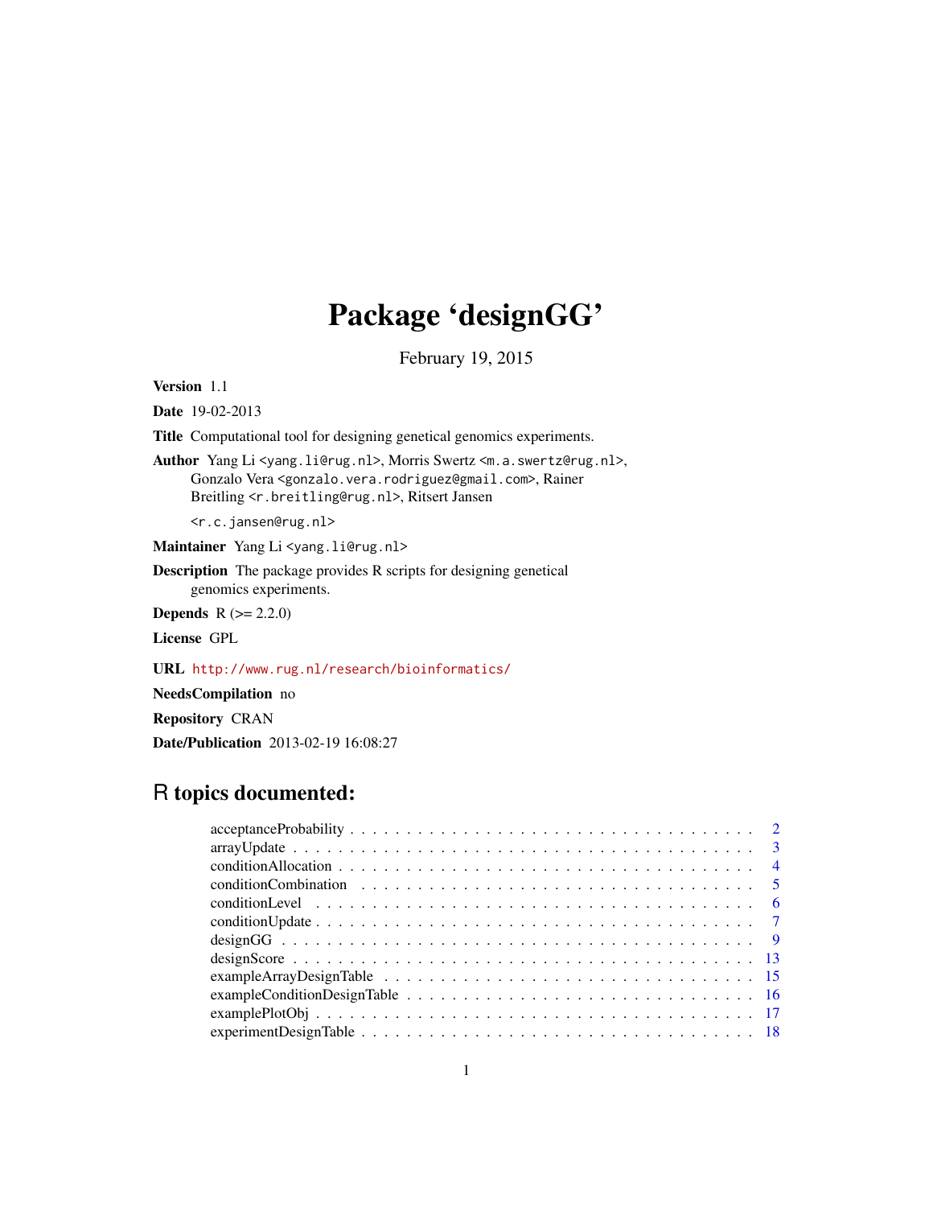# Package 'designGG'

February 19, 2015

**Version** 1.1

**Date** 19-02-2013

**Title** Computational tool for designing genetical genomics experiments.

**Author** Yang Li <yang.li@rug.nl>, Morris Swertz <m.a.swertz@rug.nl>, Gonzalo Vera <gonzalo.vera.rodriguez@gmail.com>, Rainer Breitling <r.breitling@rug.nl>, Ritsert Jansen <r.c.jansen@rug.nl>

**Maintainer** Yang Li <yang.li@rug.nl>

**Description** The package provides R scripts for designing genetical genomics experiments.

**Depends** R (>= 2.2.0)

**License** GPL

**URL** http://www.rug.nl/research/bioinformatics/

**NeedsCompilation** no

**Repository** CRAN

**Date/Publication** 2013-02-19 16:08:27

## R topics documented:

| | |
|---|---|
| acceptanceProbability | 2 |
| arrayUpdate | 3 |
| conditionAllocation | 4 |
| conditionCombination | 5 |
| conditionLevel | 6 |
| conditionUpdate | 7 |
| designGG | 9 |
| designScore | 13 |
| exampleArrayDesignTable | 15 |
| exampleConditionDesignTable | 16 |
| examplePlotObj | 17 |
| experimentDesignTable | 18 |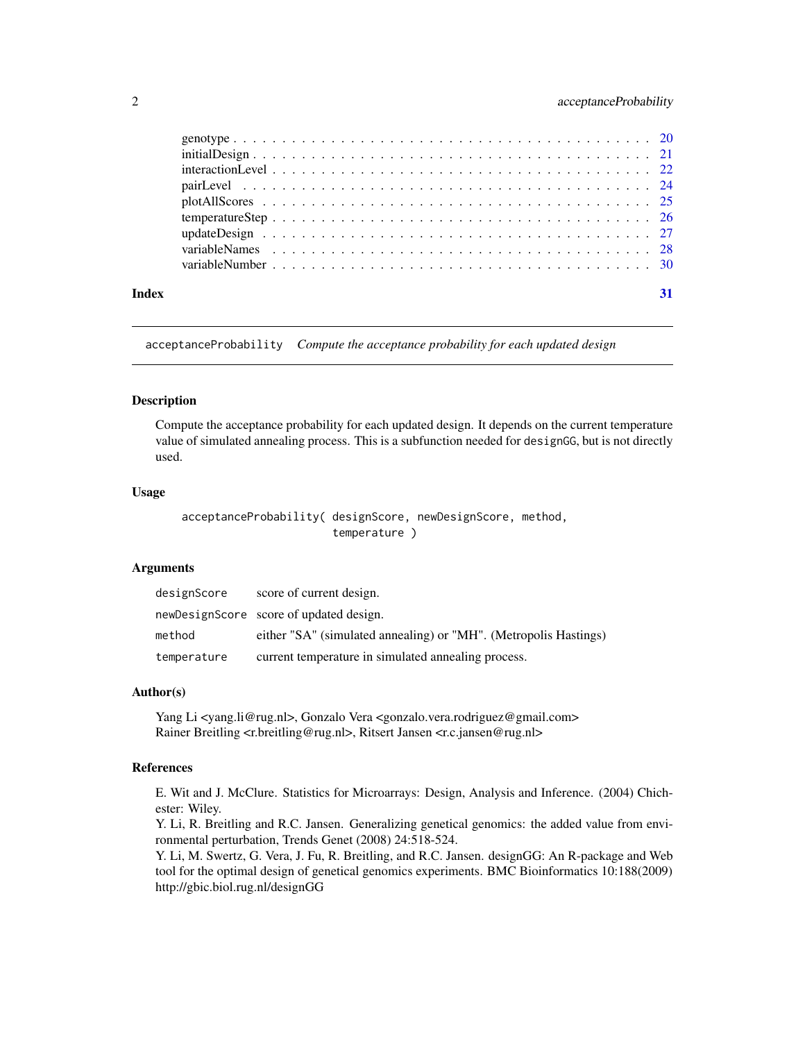genotype . . . . . . . . . . . . . . . . . . . . . . . . . . . . . . . . . . . . . . . 20
initialDesign . . . . . . . . . . . . . . . . . . . . . . . . . . . . . . . . . . . . . 21
interactionLevel . . . . . . . . . . . . . . . . . . . . . . . . . . . . . . . . . . . . 22
pairLevel . . . . . . . . . . . . . . . . . . . . . . . . . . . . . . . . . . . . . . . 24
plotAllScores . . . . . . . . . . . . . . . . . . . . . . . . . . . . . . . . . . . . . 25
temperatureStep . . . . . . . . . . . . . . . . . . . . . . . . . . . . . . . . . . . . 26
updateDesign . . . . . . . . . . . . . . . . . . . . . . . . . . . . . . . . . . . . . 27
variableNames . . . . . . . . . . . . . . . . . . . . . . . . . . . . . . . . . . . . . 28
variableNumber . . . . . . . . . . . . . . . . . . . . . . . . . . . . . . . . . . . . 30

**Index** **31**

---

`acceptanceProbability` *Compute the acceptance probability for each updated design*

---

### Description

Compute the acceptance probability for each updated design. It depends on the current temperature value of simulated annealing process. This is a subfunction needed for `designGG`, but is not directly used.

### Usage

```
acceptanceProbability( designScore, newDesignScore, method,
                       temperature )
```

### Arguments

| | |
|---|---|
| `designScore` | score of current design. |
| `newDesignScore` | score of updated design. |
| `method` | either "SA" (simulated annealing) or "MH". (Metropolis Hastings) |
| `temperature` | current temperature in simulated annealing process. |

### Author(s)

Yang Li <yang.li@rug.nl>, Gonzalo Vera <gonzalo.vera.rodriguez@gmail.com>
Rainer Breitling <r.breitling@rug.nl>, Ritsert Jansen <r.c.jansen@rug.nl>

### References

E. Wit and J. McClure. Statistics for Microarrays: Design, Analysis and Inference. (2004) Chichester: Wiley.
Y. Li, R. Breitling and R.C. Jansen. Generalizing genetical genomics: the added value from environmental perturbation, Trends Genet (2008) 24:518-524.
Y. Li, M. Swertz, G. Vera, J. Fu, R. Breitling, and R.C. Jansen. designGG: An R-package and Web tool for the optimal design of genetical genomics experiments. BMC Bioinformatics 10:188(2009)
http://gbic.biol.rug.nl/designGG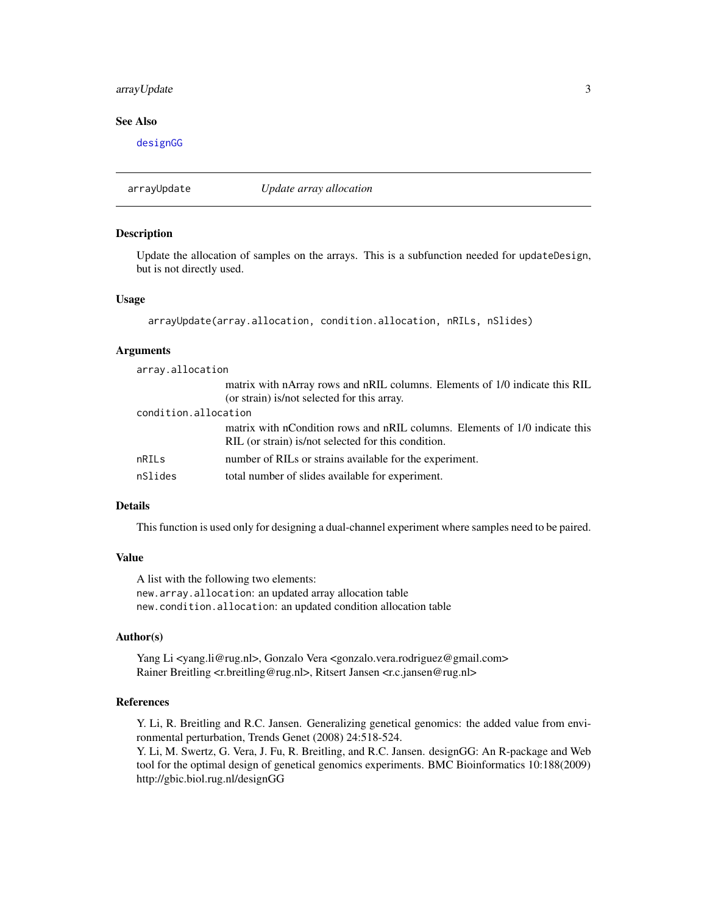## See Also

designGG

---

# arrayUpdate *Update array allocation*

---

## Description

Update the allocation of samples on the arrays. This is a subfunction needed for `updateDesign`, but is not directly used.

## Usage

```
arrayUpdate(array.allocation, condition.allocation, nRILs, nSlides)
```

## Arguments

| | |
|---|---|
| `array.allocation` | matrix with nArray rows and nRIL columns. Elements of 1/0 indicate this RIL (or strain) is/not selected for this array. |
| `condition.allocation` | matrix with nCondition rows and nRIL columns. Elements of 1/0 indicate this RIL (or strain) is/not selected for this condition. |
| `nRILs` | number of RILs or strains available for the experiment. |
| `nSlides` | total number of slides available for experiment. |

## Details

This function is used only for designing a dual-channel experiment where samples need to be paired.

## Value

A list with the following two elements:
`new.array.allocation`: an updated array allocation table
`new.condition.allocation`: an updated condition allocation table

## Author(s)

Yang Li <yang.li@rug.nl>, Gonzalo Vera <gonzalo.vera.rodriguez@gmail.com>
Rainer Breitling <r.breitling@rug.nl>, Ritsert Jansen <r.c.jansen@rug.nl>

## References

Y. Li, R. Breitling and R.C. Jansen. Generalizing genetical genomics: the added value from environmental perturbation, Trends Genet (2008) 24:518-524.
Y. Li, M. Swertz, G. Vera, J. Fu, R. Breitling, and R.C. Jansen. designGG: An R-package and Web tool for the optimal design of genetical genomics experiments. BMC Bioinformatics 10:188(2009)
http://gbic.biol.rug.nl/designGG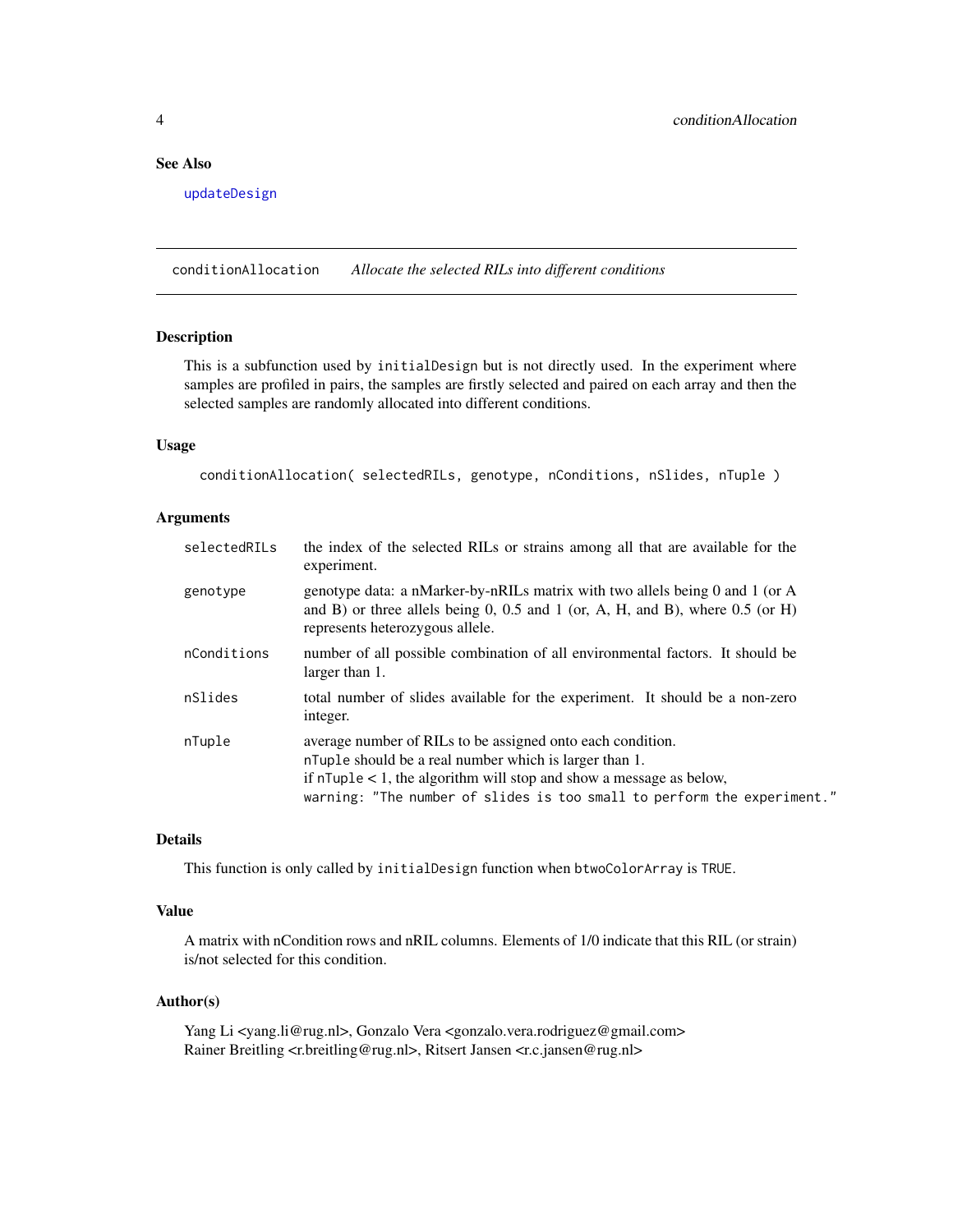### See Also

updateDesign

---

## conditionAllocation *Allocate the selected RILs into different conditions*

### Description

This is a subfunction used by `initialDesign` but is not directly used. In the experiment where samples are profiled in pairs, the samples are firstly selected and paired on each array and then the selected samples are randomly allocated into different conditions.

### Usage

```
conditionAllocation( selectedRILs, genotype, nConditions, nSlides, nTuple )
```

### Arguments

| | |
|---|---|
| `selectedRILs` | the index of the selected RILs or strains among all that are available for the experiment. |
| `genotype` | genotype data: a nMarker-by-nRILs matrix with two allels being 0 and 1 (or A and B) or three allels being 0, 0.5 and 1 (or, A, H, and B), where 0.5 (or H) represents heterozygous allele. |
| `nConditions` | number of all possible combination of all environmental factors. It should be larger than 1. |
| `nSlides` | total number of slides available for the experiment. It should be a non-zero integer. |
| `nTuple` | average number of RILs to be assigned onto each condition. `nTuple` should be a real number which is larger than 1. if `nTuple` < 1, the algorithm will stop and show a message as below, `warning: "The number of slides is too small to perform the experiment."` |

### Details

This function is only called by `initialDesign` function when `btwoColorArray` is `TRUE`.

### Value

A matrix with nCondition rows and nRIL columns. Elements of 1/0 indicate that this RIL (or strain) is/not selected for this condition.

### Author(s)

Yang Li <yang.li@rug.nl>, Gonzalo Vera <gonzalo.vera.rodriguez@gmail.com>
Rainer Breitling <r.breitling@rug.nl>, Ritsert Jansen <r.c.jansen@rug.nl>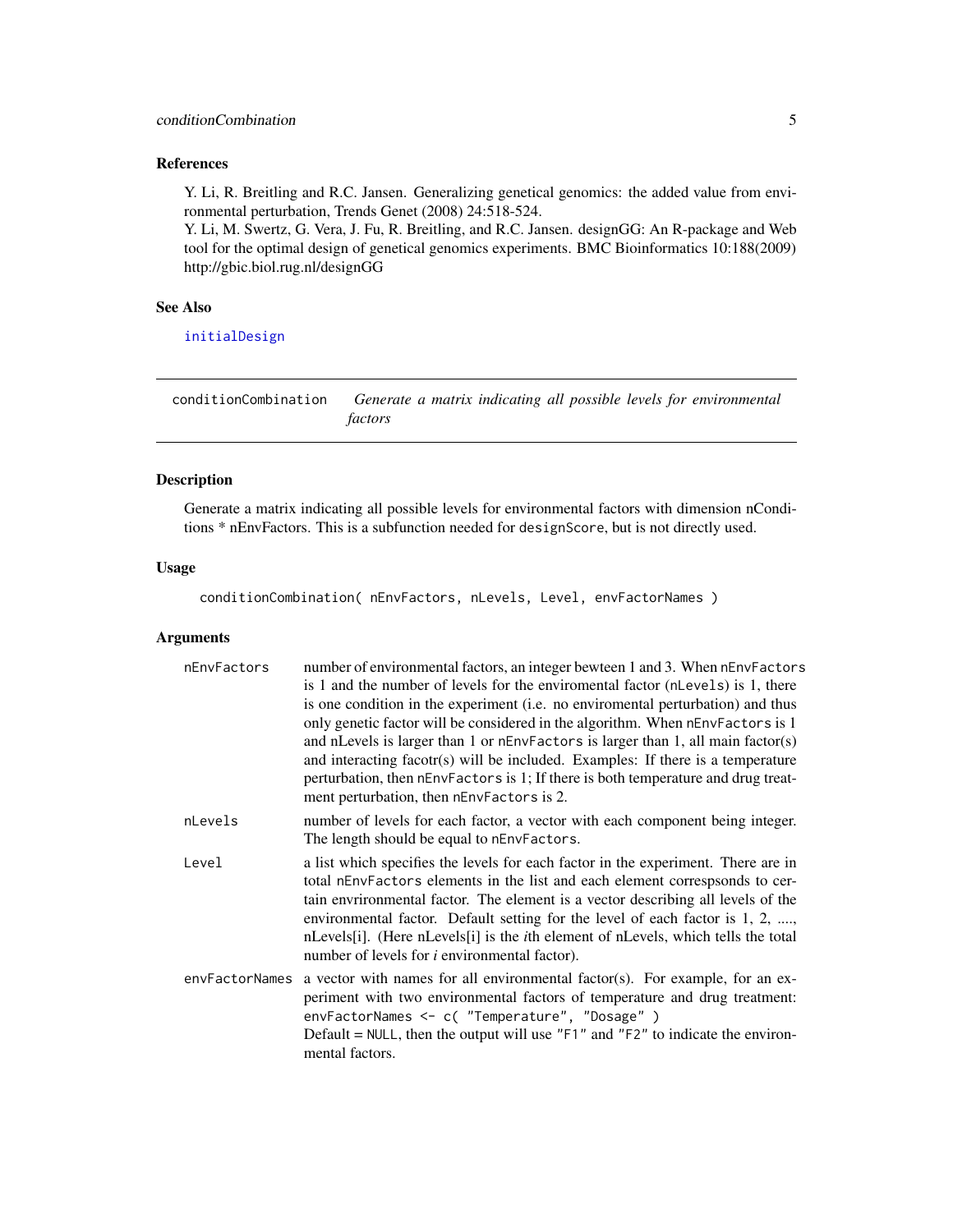### References

Y. Li, R. Breitling and R.C. Jansen. Generalizing genetical genomics: the added value from environmental perturbation, Trends Genet (2008) 24:518-524.
Y. Li, M. Swertz, G. Vera, J. Fu, R. Breitling, and R.C. Jansen. designGG: An R-package and Web tool for the optimal design of genetical genomics experiments. BMC Bioinformatics 10:188(2009) http://gbic.biol.rug.nl/designGG

### See Also

initialDesign

---

## conditionCombination — *Generate a matrix indicating all possible levels for environmental factors*

### Description

Generate a matrix indicating all possible levels for environmental factors with dimension nConditions * nEnvFactors. This is a subfunction needed for `designScore`, but is not directly used.

### Usage

```
conditionCombination( nEnvFactors, nLevels, Level, envFactorNames )
```

### Arguments

| | |
|---|---|
| `nEnvFactors` | number of environmental factors, an integer bewteen 1 and 3. When `nEnvFactors` is 1 and the number of levels for the enviromental factor (`nLevels`) is 1, there is one condition in the experiment (i.e. no enviromental perturbation) and thus only genetic factor will be considered in the algorithm. When `nEnvFactors` is 1 and nLevels is larger than 1 or `nEnvFactors` is larger than 1, all main factor(s) and interacting facotr(s) will be included. Examples: If there is a temperature perturbation, then `nEnvFactors` is 1; If there is both temperature and drug treatment perturbation, then `nEnvFactors` is 2. |
| `nLevels` | number of levels for each factor, a vector with each component being integer. The length should be equal to `nEnvFactors`. |
| `Level` | a list which specifies the levels for each factor in the experiment. There are in total `nEnvFactors` elements in the list and each element correspsonds to certain envrironmental factor. The element is a vector describing all levels of the environmental factor. Default setting for the level of each factor is 1, 2, ...., nLevels[i]. (Here nLevels[i] is the *i*th element of nLevels, which tells the total number of levels for *i* environmental factor). |
| `envFactorNames` | a vector with names for all environmental factor(s). For example, for an experiment with two environmental factors of temperature and drug treatment: `envFactorNames <- c( "Temperature", "Dosage" )`<br>Default = `NULL`, then the output will use `"F1"` and `"F2"` to indicate the environmental factors. |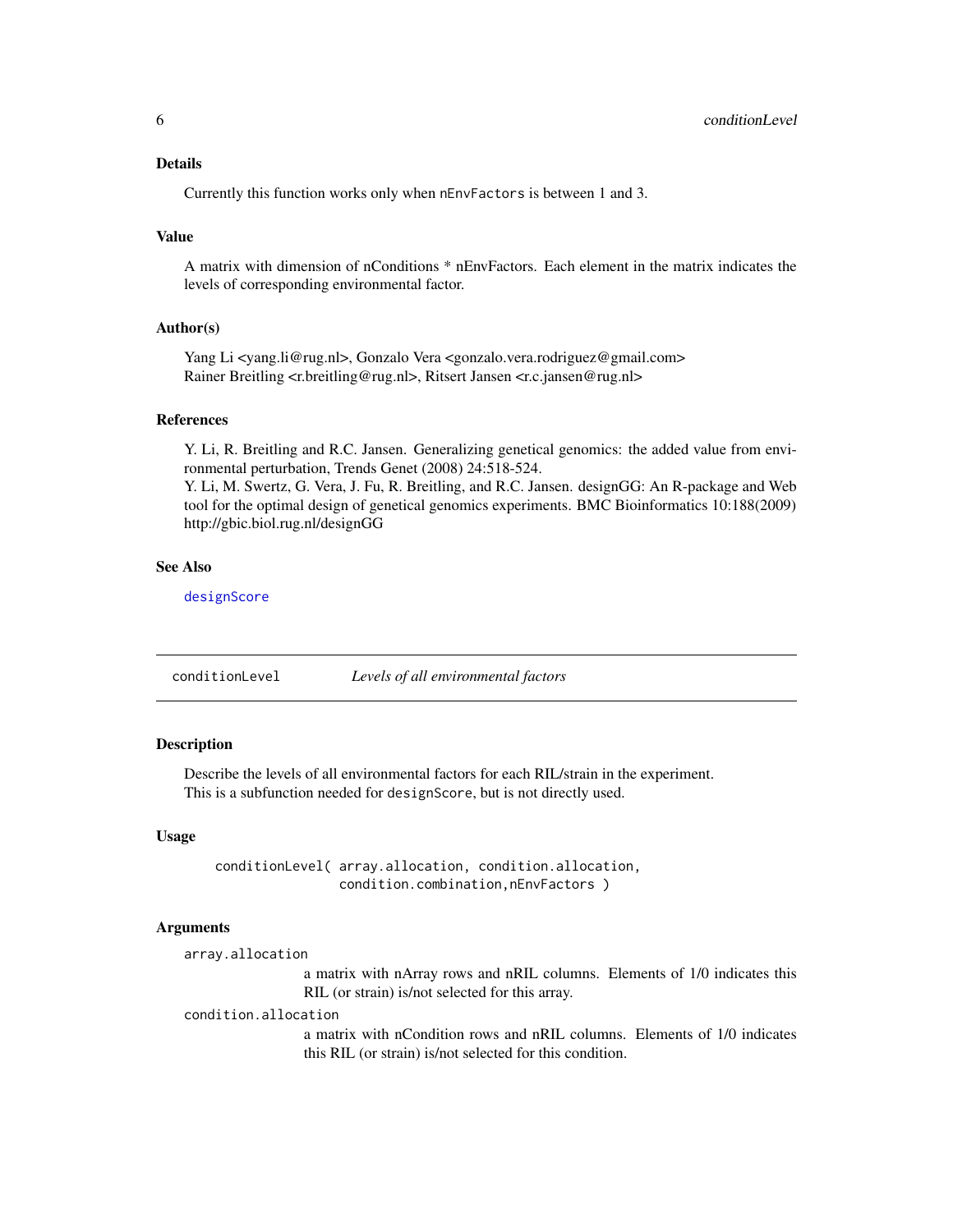### Details

Currently this function works only when nEnvFactors is between 1 and 3.

### Value

A matrix with dimension of nConditions * nEnvFactors. Each element in the matrix indicates the levels of corresponding environmental factor.

### Author(s)

Yang Li <yang.li@rug.nl>, Gonzalo Vera <gonzalo.vera.rodriguez@gmail.com>
Rainer Breitling <r.breitling@rug.nl>, Ritsert Jansen <r.c.jansen@rug.nl>

### References

Y. Li, R. Breitling and R.C. Jansen. Generalizing genetical genomics: the added value from environmental perturbation, Trends Genet (2008) 24:518-524.
Y. Li, M. Swertz, G. Vera, J. Fu, R. Breitling, and R.C. Jansen. designGG: An R-package and Web tool for the optimal design of genetical genomics experiments. BMC Bioinformatics 10:188(2009) http://gbic.biol.rug.nl/designGG

### See Also

designScore

---

## conditionLevel *Levels of all environmental factors*

### Description

Describe the levels of all environmental factors for each RIL/strain in the experiment.
This is a subfunction needed for designScore, but is not directly used.

### Usage

```
conditionLevel( array.allocation, condition.allocation,
                condition.combination,nEnvFactors )
```

### Arguments

`array.allocation`
: a matrix with nArray rows and nRIL columns. Elements of 1/0 indicates this RIL (or strain) is/not selected for this array.

`condition.allocation`
: a matrix with nCondition rows and nRIL columns. Elements of 1/0 indicates this RIL (or strain) is/not selected for this condition.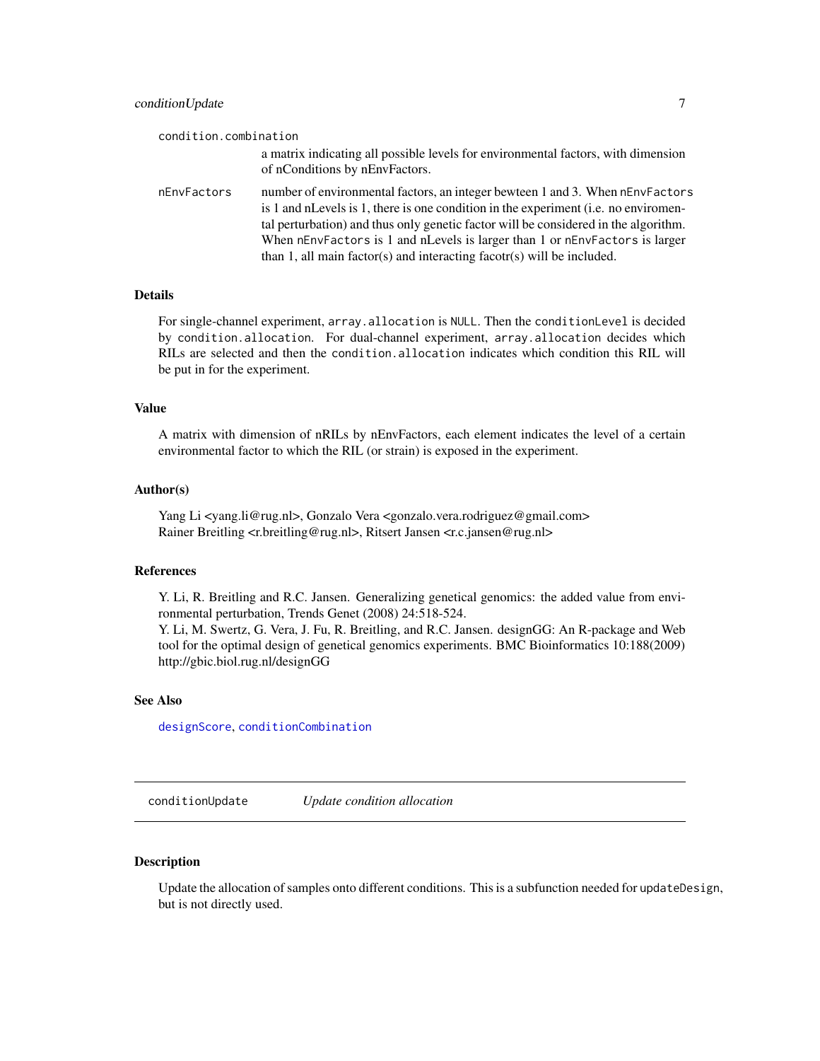`condition.combination`
: a matrix indicating all possible levels for environmental factors, with dimension of nConditions by nEnvFactors.

`nEnvFactors`
: number of environmental factors, an integer bewteen 1 and 3. When `nEnvFactors` is 1 and nLevels is 1, there is one condition in the experiment (i.e. no enviromental perturbation) and thus only genetic factor will be considered in the algorithm. When `nEnvFactors` is 1 and nLevels is larger than 1 or `nEnvFactors` is larger than 1, all main factor(s) and interacting facotr(s) will be included.

### Details

For single-channel experiment, `array.allocation` is `NULL`. Then the `conditionLevel` is decided by `condition.allocation`. For dual-channel experiment, `array.allocation` decides which RILs are selected and then the `condition.allocation` indicates which condition this RIL will be put in for the experiment.

### Value

A matrix with dimension of nRILs by nEnvFactors, each element indicates the level of a certain environmental factor to which the RIL (or strain) is exposed in the experiment.

### Author(s)

Yang Li <yang.li@rug.nl>, Gonzalo Vera <gonzalo.vera.rodriguez@gmail.com>
Rainer Breitling <r.breitling@rug.nl>, Ritsert Jansen <r.c.jansen@rug.nl>

### References

Y. Li, R. Breitling and R.C. Jansen. Generalizing genetical genomics: the added value from environmental perturbation, Trends Genet (2008) 24:518-524.
Y. Li, M. Swertz, G. Vera, J. Fu, R. Breitling, and R.C. Jansen. designGG: An R-package and Web tool for the optimal design of genetical genomics experiments. BMC Bioinformatics 10:188(2009)
http://gbic.biol.rug.nl/designGG

### See Also

`designScore`, `conditionCombination`

---

## conditionUpdate *Update condition allocation*

### Description

Update the allocation of samples onto different conditions. This is a subfunction needed for `updateDesign`, but is not directly used.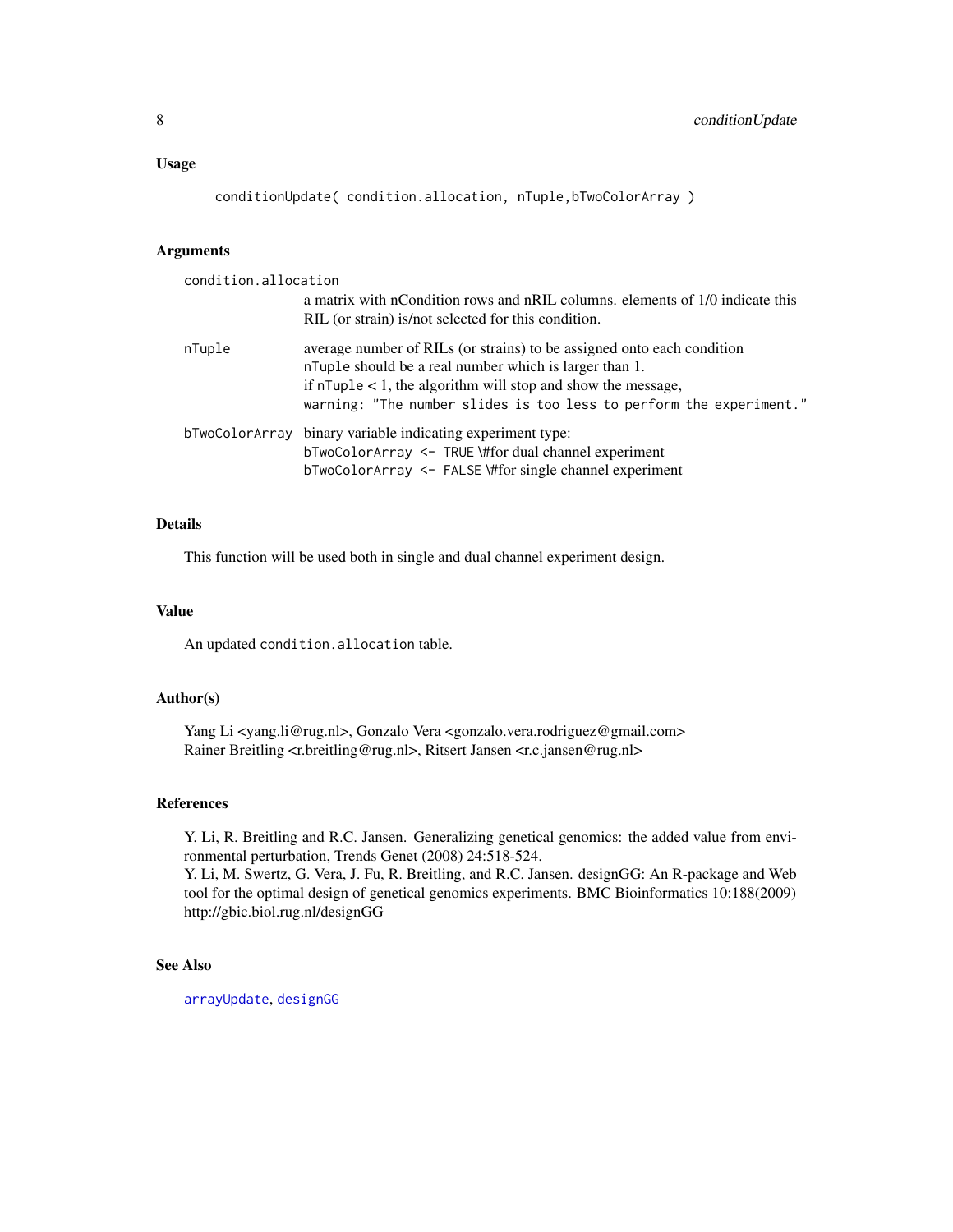### Usage

```
conditionUpdate( condition.allocation, nTuple,bTwoColorArray )
```

### Arguments

`condition.allocation`
: a matrix with nCondition rows and nRIL columns. elements of 1/0 indicate this RIL (or strain) is/not selected for this condition.

`nTuple`
: average number of RILs (or strains) to be assigned onto each condition `nTuple` should be a real number which is larger than 1.
  if `nTuple` < 1, the algorithm will stop and show the message,
  `warning: "The number slides is too less to perform the experiment."`

`bTwoColorArray`
: binary variable indicating experiment type:
  `bTwoColorArray <- TRUE` \#for dual channel experiment
  `bTwoColorArray <- FALSE` \#for single channel experiment

### Details

This function will be used both in single and dual channel experiment design.

### Value

An updated `condition.allocation` table.

### Author(s)

Yang Li <yang.li@rug.nl>, Gonzalo Vera <gonzalo.vera.rodriguez@gmail.com>
Rainer Breitling <r.breitling@rug.nl>, Ritsert Jansen <r.c.jansen@rug.nl>

### References

Y. Li, R. Breitling and R.C. Jansen. Generalizing genetical genomics: the added value from environmental perturbation, Trends Genet (2008) 24:518-524.
Y. Li, M. Swertz, G. Vera, J. Fu, R. Breitling, and R.C. Jansen. designGG: An R-package and Web tool for the optimal design of genetical genomics experiments. BMC Bioinformatics 10:188(2009) http://gbic.biol.rug.nl/designGG

### See Also

`arrayUpdate`, `designGG`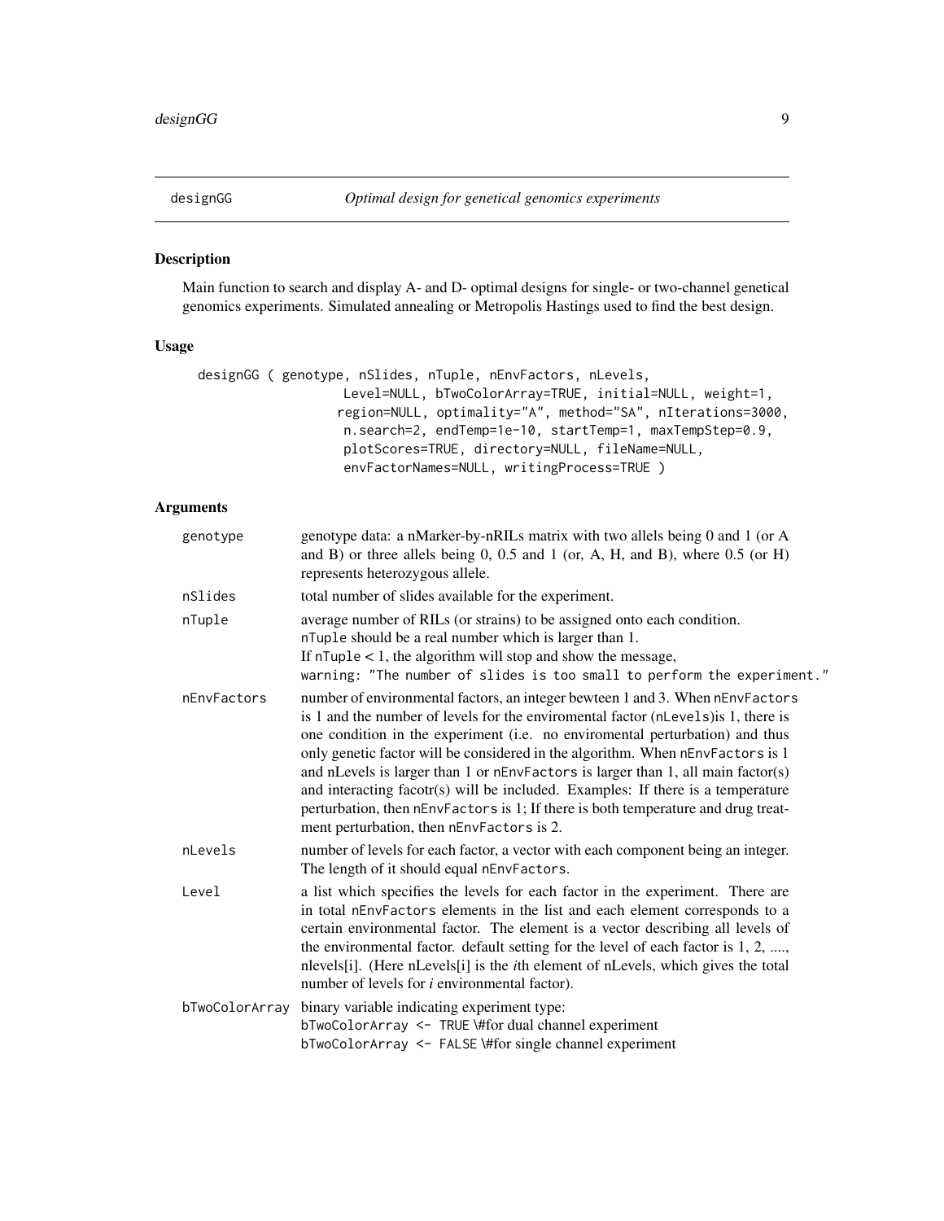## designGG — *Optimal design for genetical genomics experiments*

### Description

Main function to search and display A- and D- optimal designs for single- or two-channel genetical genomics experiments. Simulated annealing or Metropolis Hastings used to find the best design.

### Usage

```
designGG ( genotype, nSlides, nTuple, nEnvFactors, nLevels,
           Level=NULL, bTwoColorArray=TRUE, initial=NULL, weight=1,
          region=NULL, optimality="A", method="SA", nIterations=3000,
           n.search=2, endTemp=1e-10, startTemp=1, maxTempStep=0.9,
           plotScores=TRUE, directory=NULL, fileName=NULL,
           envFactorNames=NULL, writingProcess=TRUE )
```

### Arguments

`genotype`
: genotype data: a nMarker-by-nRILs matrix with two alleles being 0 and 1 (or A and B) or three alleles being 0, 0.5 and 1 (or, A, H, and B), where 0.5 (or H) represents heterozygous allele.

`nSlides`
: total number of slides available for the experiment.

`nTuple`
: average number of RILs (or strains) to be assigned onto each condition.
`nTuple` should be a real number which is larger than 1.
If `nTuple` < 1, the algorithm will stop and show the message,
`warning: "The number of slides is too small to perform the experiment."`

`nEnvFactors`
: number of environmental factors, an integer bewteen 1 and 3. When `nEnvFactors` is 1 and the number of levels for the enviromental factor (`nLevels`)is 1, there is one condition in the experiment (i.e. no enviromental perturbation) and thus only genetic factor will be considered in the algorithm. When `nEnvFactors` is 1 and nLevels is larger than 1 or `nEnvFactors` is larger than 1, all main factor(s) and interacting facotr(s) will be included. Examples: If there is a temperature perturbation, then `nEnvFactors` is 1; If there is both temperature and drug treatment perturbation, then `nEnvFactors` is 2.

`nLevels`
: number of levels for each factor, a vector with each component being an integer. The length of it should equal `nEnvFactors`.

`Level`
: a list which specifies the levels for each factor in the experiment. There are in total `nEnvFactors` elements in the list and each element corresponds to a certain environmental factor. The element is a vector describing all levels of the environmental factor. default setting for the level of each factor is 1, 2, ...., nlevels[i]. (Here nLevels[i] is the *i*th element of nLevels, which gives the total number of levels for *i* environmental factor).

`bTwoColorArray`
: binary variable indicating experiment type:
`bTwoColorArray <- TRUE` \#for dual channel experiment
`bTwoColorArray <- FALSE` \#for single channel experiment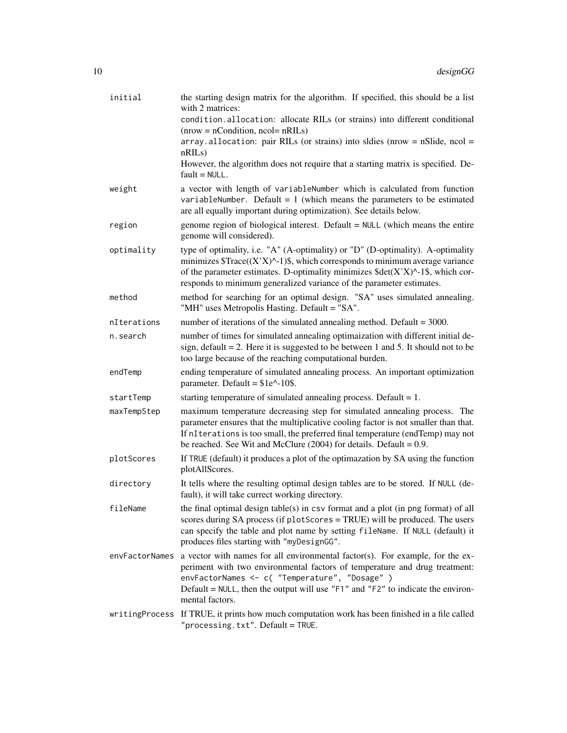| | |
|---|---|
| `initial` | the starting design matrix for the algorithm. If specified, this should be a list with 2 matrices:<br>`condition.allocation`: allocate RILs (or strains) into different conditional (nrow = nCondition, ncol= nRILs)<br>`array.allocation`: pair RILs (or strains) into sldies (nrow = nSlide, ncol = nRILs)<br>However, the algorithm does not require that a starting matrix is specified. Default = `NULL`. |
| `weight` | a vector with length of `variableNumber` which is calculated from function `variableNumber`. Default = 1 (which means the parameters to be estimated are all equally important during optimization). See details below. |
| `region` | genome region of biological interest. Default = `NULL` (which means the entire genome will considered). |
| `optimality` | type of optimality, i.e. "A" (A-optimality) or "D" (D-optimality). A-optimality minimizes $Trace((X'X)^-1)$, which corresponds to minimum average variance of the parameter estimates. D-optimality minimizes $det(X'X)^-1$, which corresponds to minimum generalized variance of the parameter estimates. |
| `method` | method for searching for an optimal design. "SA" uses simulated annealing. "MH" uses Metropolis Hasting. Default = "SA". |
| `nIterations` | number of iterations of the simulated annealing method. Default = 3000. |
| `n.search` | number of times for simulated annealing optimaization with different initial design, default = 2. Here it is suggested to be between 1 and 5. It should not to be too large because of the reaching computational burden. |
| `endTemp` | ending temperature of simulated annealing process. An important optimization parameter. Default = $1e^-10$. |
| `startTemp` | starting temperature of simulated annealing process. Default = 1. |
| `maxTempStep` | maximum temperature decreasing step for simulated annealing process. The parameter ensures that the multiplicative cooling factor is not smaller than that. If `nIterations` is too small, the preferred final temperature (endTemp) may not be reached. See Wit and McClure (2004) for details. Default = 0.9. |
| `plotScores` | If `TRUE` (default) it produces a plot of the optimazation by SA using the function plotAllScores. |
| `directory` | It tells where the resulting optimal design tables are to be stored. If `NULL` (default), it will take currect working directory. |
| `fileName` | the final optimal design table(s) in `csv` format and a plot (in `png` format) of all scores during SA process (if `plotScores` = TRUE) will be produced. The users can specify the table and plot name by setting `fileName`. If `NULL` (default) it produces files starting with `"myDesignGG"`. |
| `envFactorNames` | a vector with names for all environmental factor(s). For example, for the experiment with two environmental factors of temperature and drug treatment: `envFactorNames <- c( "Temperature", "Dosage" )`<br>Default = `NULL`, then the output will use `"F1"` and `"F2"` to indicate the environmental factors. |
| `writingProcess` | If TRUE, it prints how much computation work has been finished in a file called `"processing.txt"`. Default = `TRUE`. |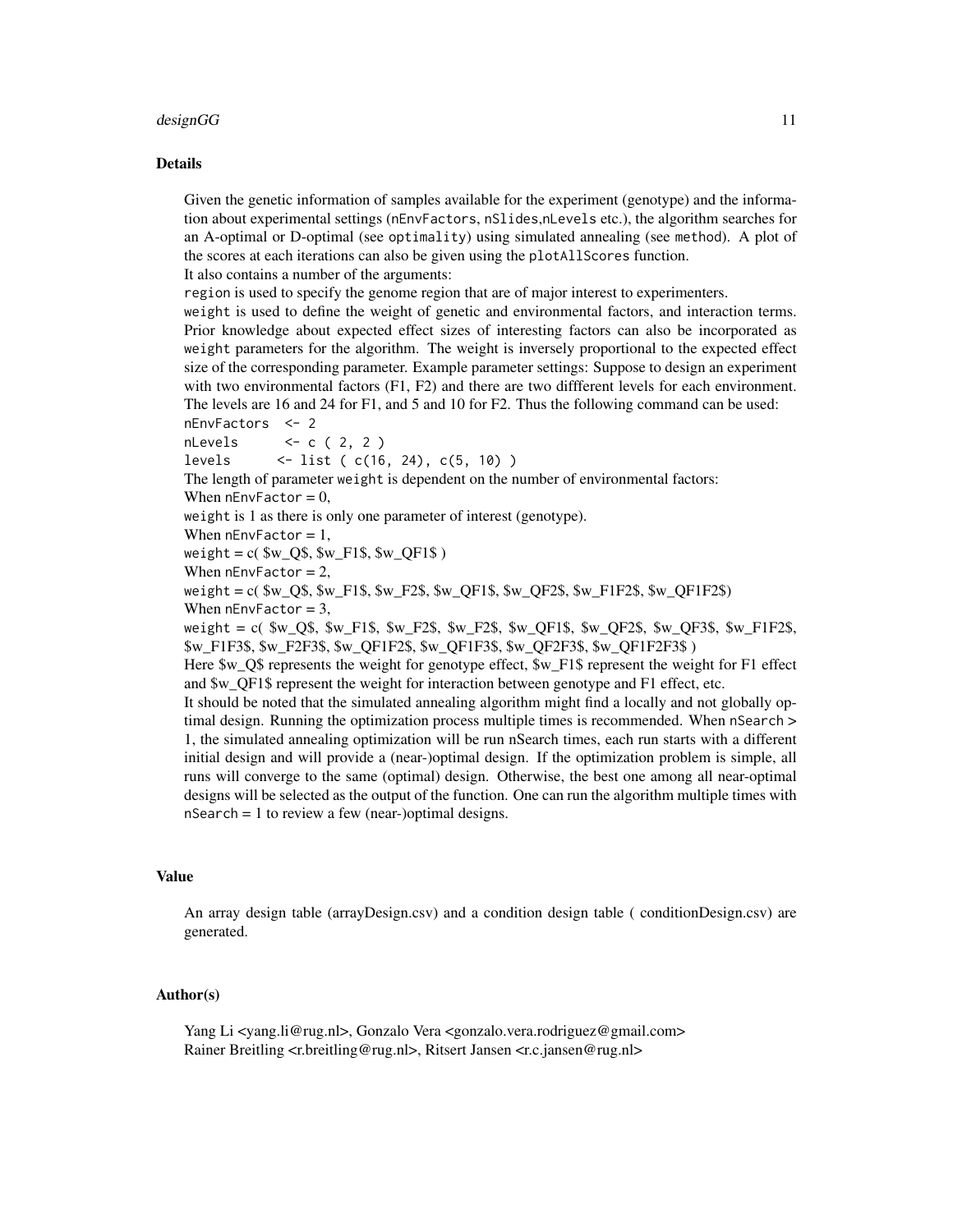## Details

Given the genetic information of samples available for the experiment (genotype) and the information about experimental settings (nEnvFactors, nSlides,nLevels etc.), the algorithm searches for an A-optimal or D-optimal (see optimality) using simulated annealing (see method). A plot of the scores at each iterations can also be given using the plotAllScores function.
It also contains a number of the arguments:
region is used to specify the genome region that are of major interest to experimenters.
weight is used to define the weight of genetic and environmental factors, and interaction terms. Prior knowledge about expected effect sizes of interesting factors can also be incorporated as weight parameters for the algorithm. The weight is inversely proportional to the expected effect size of the corresponding parameter. Example parameter settings: Suppose to design an experiment with two environmental factors (F1, F2) and there are two diffferent levels for each environment. The levels are 16 and 24 for F1, and 5 and 10 for F2. Thus the following command can be used:

```
nEnvFactors  <- 2
nLevels      <- c ( 2, 2 )
levels      <- list ( c(16, 24), c(5, 10) )
```

The length of parameter weight is dependent on the number of environmental factors:
When nEnvFactor = 0,
weight is 1 as there is only one parameter of interest (genotype).
When nEnvFactor = 1,
weight = c( $w_Q$, $w_F1$, $w_QF1$ )
When nEnvFactor = 2,
weight = c( $w_Q$, $w_F1$, $w_F2$, $w_QF1$, $w_QF2$, $w_F1F2$, $w_QF1F2$)
When nEnvFactor = 3,
weight = c( $w_Q$, $w_F1$, $w_F2$, $w_F2$, $w_QF1$, $w_QF2$, $w_QF3$, $w_F1F2$, $w_F1F3$, $w_F2F3$, $w_QF1F2$, $w_QF1F3$, $w_QF2F3$, $w_QF1F2F3$ )
Here $w_Q$ represents the weight for genotype effect, $w_F1$ represent the weight for F1 effect and $w_QF1$ represent the weight for interaction between genotype and F1 effect, etc.
It should be noted that the simulated annealing algorithm might find a locally and not globally optimal design. Running the optimization process multiple times is recommended. When nSearch > 1, the simulated annealing optimization will be run nSearch times, each run starts with a different initial design and will provide a (near-)optimal design. If the optimization problem is simple, all runs will converge to the same (optimal) design. Otherwise, the best one among all near-optimal designs will be selected as the output of the function. One can run the algorithm multiple times with nSearch = 1 to review a few (near-)optimal designs.

## Value

An array design table (arrayDesign.csv) and a condition design table ( conditionDesign.csv) are generated.

## Author(s)

Yang Li <yang.li@rug.nl>, Gonzalo Vera <gonzalo.vera.rodriguez@gmail.com>
Rainer Breitling <r.breitling@rug.nl>, Ritsert Jansen <r.c.jansen@rug.nl>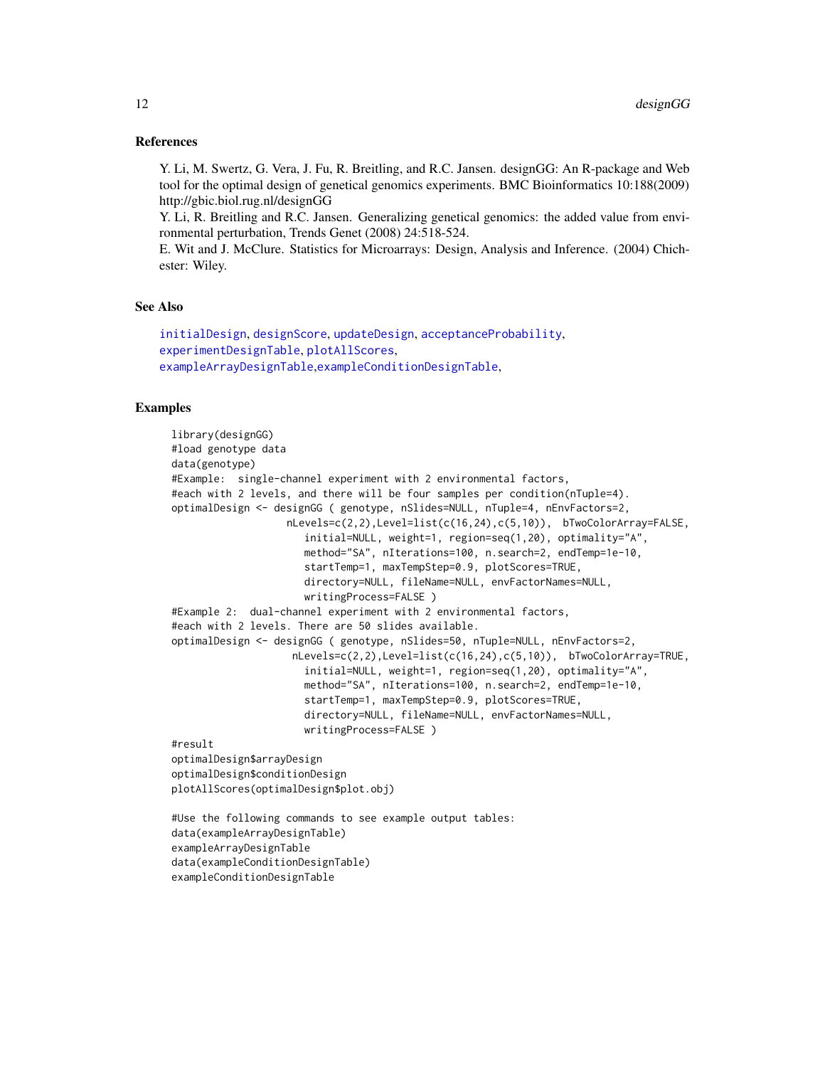## References

Y. Li, M. Swertz, G. Vera, J. Fu, R. Breitling, and R.C. Jansen. designGG: An R-package and Web tool for the optimal design of genetical genomics experiments. BMC Bioinformatics 10:188(2009) http://gbic.biol.rug.nl/designGG

Y. Li, R. Breitling and R.C. Jansen. Generalizing genetical genomics: the added value from environmental perturbation, Trends Genet (2008) 24:518-524.

E. Wit and J. McClure. Statistics for Microarrays: Design, Analysis and Inference. (2004) Chichester: Wiley.

## See Also

initialDesign, designScore, updateDesign, acceptanceProbability, experimentDesignTable, plotAllScores, exampleArrayDesignTable,exampleConditionDesignTable,

## Examples

```
library(designGG)
#load genotype data
data(genotype)
#Example:  single-channel experiment with 2 environmental factors,
#each with 2 levels, and there will be four samples per condition(nTuple=4).
optimalDesign <- designGG ( genotype, nSlides=NULL, nTuple=4, nEnvFactors=2,
                    nLevels=c(2,2),Level=list(c(16,24),c(5,10)),  bTwoColorArray=FALSE,
                       initial=NULL, weight=1, region=seq(1,20), optimality="A",
                       method="SA", nIterations=100, n.search=2, endTemp=1e-10,
                       startTemp=1, maxTempStep=0.9, plotScores=TRUE,
                       directory=NULL, fileName=NULL, envFactorNames=NULL,
                       writingProcess=FALSE )
#Example 2:  dual-channel experiment with 2 environmental factors,
#each with 2 levels. There are 50 slides available.
optimalDesign <- designGG ( genotype, nSlides=50, nTuple=NULL, nEnvFactors=2,
                     nLevels=c(2,2),Level=list(c(16,24),c(5,10)),  bTwoColorArray=TRUE,
                       initial=NULL, weight=1, region=seq(1,20), optimality="A",
                       method="SA", nIterations=100, n.search=2, endTemp=1e-10,
                       startTemp=1, maxTempStep=0.9, plotScores=TRUE,
                       directory=NULL, fileName=NULL, envFactorNames=NULL,
                       writingProcess=FALSE )
#result
optimalDesign$arrayDesign
optimalDesign$conditionDesign
plotAllScores(optimalDesign$plot.obj)

#Use the following commands to see example output tables:
data(exampleArrayDesignTable)
exampleArrayDesignTable
data(exampleConditionDesignTable)
exampleConditionDesignTable
```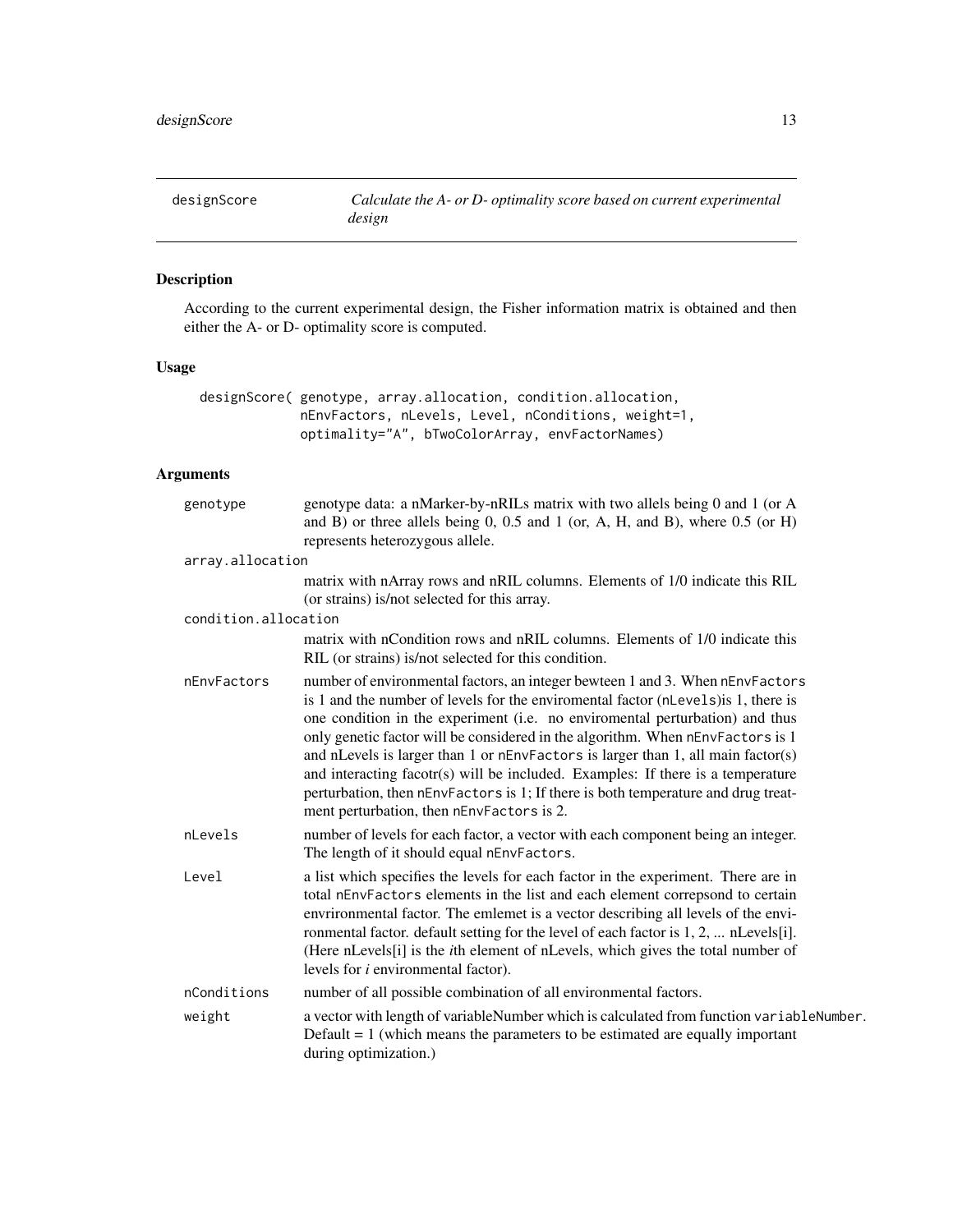## designScore — *Calculate the A- or D- optimality score based on current experimental design*

### Description

According to the current experimental design, the Fisher information matrix is obtained and then either the A- or D- optimality score is computed.

### Usage

```
designScore( genotype, array.allocation, condition.allocation,
             nEnvFactors, nLevels, Level, nConditions, weight=1,
             optimality="A", bTwoColorArray, envFactorNames)
```

### Arguments

**genotype**
: genotype data: a nMarker-by-nRILs matrix with two allels being 0 and 1 (or A and B) or three allels being 0, 0.5 and 1 (or, A, H, and B), where 0.5 (or H) represents heterozygous allele.

**array.allocation**
: matrix with nArray rows and nRIL columns. Elements of 1/0 indicate this RIL (or strains) is/not selected for this array.

**condition.allocation**
: matrix with nCondition rows and nRIL columns. Elements of 1/0 indicate this RIL (or strains) is/not selected for this condition.

**nEnvFactors**
: number of environmental factors, an integer bewteen 1 and 3. When nEnvFactors is 1 and the number of levels for the enviromental factor (nLevels)is 1, there is one condition in the experiment (i.e. no enviromental perturbation) and thus only genetic factor will be considered in the algorithm. When nEnvFactors is 1 and nLevels is larger than 1 or nEnvFactors is larger than 1, all main factor(s) and interacting facotr(s) will be included. Examples: If there is a temperature perturbation, then nEnvFactors is 1; If there is both temperature and drug treatment perturbation, then nEnvFactors is 2.

**nLevels**
: number of levels for each factor, a vector with each component being an integer. The length of it should equal nEnvFactors.

**Level**
: a list which specifies the levels for each factor in the experiment. There are in total nEnvFactors elements in the list and each element correpsond to certain envrironmental factor. The emlemet is a vector describing all levels of the environmental factor. default setting for the level of each factor is 1, 2, ... nLevels[i]. (Here nLevels[i] is the *i*th element of nLevels, which gives the total number of levels for *i* environmental factor).

**nConditions**
: number of all possible combination of all environmental factors.

**weight**
: a vector with length of variableNumber which is calculated from function variableNumber. Default = 1 (which means the parameters to be estimated are equally important during optimization.)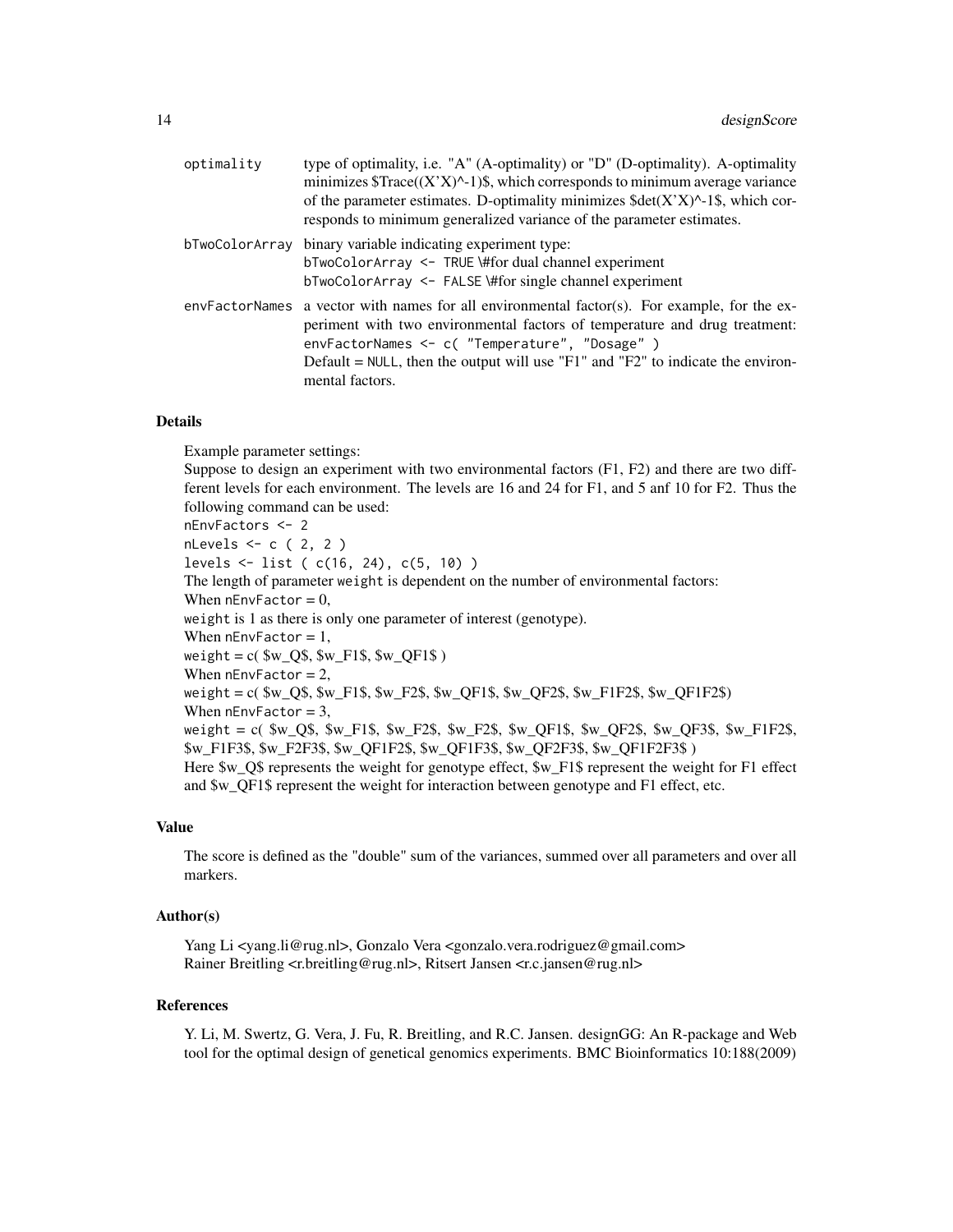| | |
|---|---|
| optimality | type of optimality, i.e. "A" (A-optimality) or "D" (D-optimality). A-optimality minimizes $Trace((X'X)^-1)$, which corresponds to minimum average variance of the parameter estimates. D-optimality minimizes $det(X'X)^-1$, which corresponds to minimum generalized variance of the parameter estimates. |
| bTwoColorArray | binary variable indicating experiment type:<br>`bTwoColorArray <- TRUE \#for dual channel experiment`<br>`bTwoColorArray <- FALSE \#for single channel experiment` |
| envFactorNames | a vector with names for all environmental factor(s). For example, for the experiment with two environmental factors of temperature and drug treatment: `envFactorNames <- c( "Temperature", "Dosage" )`<br>Default = NULL, then the output will use "F1" and "F2" to indicate the environmental factors. |

## Details

Example parameter settings:

Suppose to design an experiment with two environmental factors (F1, F2) and there are two diffferent levels for each environment. The levels are 16 and 24 for F1, and 5 anf 10 for F2. Thus the following command can be used:

```
nEnvFactors <- 2
nLevels <- c ( 2, 2 )
levels <- list ( c(16, 24), c(5, 10) )
```

The length of parameter `weight` is dependent on the number of environmental factors:

When `nEnvFactor` = 0,
`weight` is 1 as there is only one parameter of interest (genotype).

When `nEnvFactor` = 1,
`weight` = c( $w_Q$, $w_F1$, $w_QF1$ )

When `nEnvFactor` = 2,
`weight` = c( $w_Q$, $w_F1$, $w_F2$, $w_QF1$, $w_QF2$, $w_F1F2$, $w_QF1F2$)

When `nEnvFactor` = 3,
`weight` = c( $w_Q$, $w_F1$, $w_F2$, $w_F2$, $w_QF1$, $w_QF2$, $w_QF3$, $w_F1F2$, $w_F1F3$, $w_F2F3$, $w_QF1F2$, $w_QF1F3$, $w_QF2F3$, $w_QF1F2F3$ )

Here $w_Q$ represents the weight for genotype effect, $w_F1$ represent the weight for F1 effect and $w_QF1$ represent the weight for interaction between genotype and F1 effect, etc.

## Value

The score is defined as the "double" sum of the variances, summed over all parameters and over all markers.

## Author(s)

Yang Li <yang.li@rug.nl>, Gonzalo Vera <gonzalo.vera.rodriguez@gmail.com>
Rainer Breitling <r.breitling@rug.nl>, Ritsert Jansen <r.c.jansen@rug.nl>

## References

Y. Li, M. Swertz, G. Vera, J. Fu, R. Breitling, and R.C. Jansen. designGG: An R-package and Web tool for the optimal design of genetical genomics experiments. BMC Bioinformatics 10:188(2009)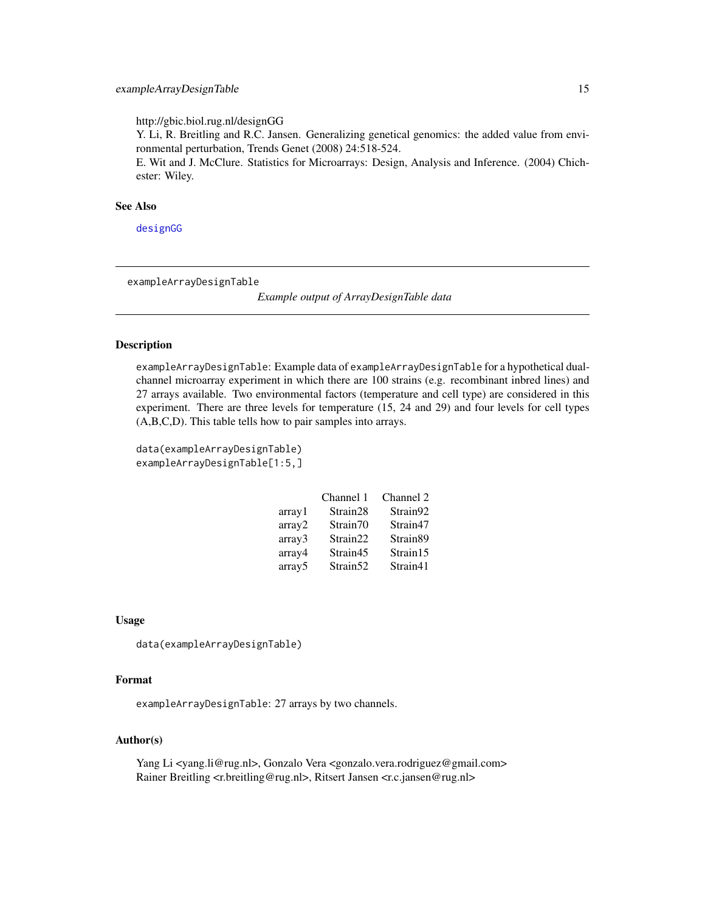http://gbic.biol.rug.nl/designGG

Y. Li, R. Breitling and R.C. Jansen. Generalizing genetical genomics: the added value from environmental perturbation, Trends Genet (2008) 24:518-524.

E. Wit and J. McClure. Statistics for Microarrays: Design, Analysis and Inference. (2004) Chichester: Wiley.

### See Also

designGG

---

## exampleArrayDesignTable

*Example output of ArrayDesignTable data*

---

### Description

`exampleArrayDesignTable`: Example data of `exampleArrayDesignTable` for a hypothetical dual-channel microarray experiment in which there are 100 strains (e.g. recombinant inbred lines) and 27 arrays available. Two environmental factors (temperature and cell type) are considered in this experiment. There are three levels for temperature (15, 24 and 29) and four levels for cell types (A,B,C,D). This table tells how to pair samples into arrays.

```
data(exampleArrayDesignTable)
exampleArrayDesignTable[1:5,]
```

| | Channel 1 | Channel 2 |
|---|---|---|
| array1 | Strain28 | Strain92 |
| array2 | Strain70 | Strain47 |
| array3 | Strain22 | Strain89 |
| array4 | Strain45 | Strain15 |
| array5 | Strain52 | Strain41 |

### Usage

```
data(exampleArrayDesignTable)
```

### Format

`exampleArrayDesignTable`: 27 arrays by two channels.

### Author(s)

Yang Li <yang.li@rug.nl>, Gonzalo Vera <gonzalo.vera.rodriguez@gmail.com>
Rainer Breitling <r.breitling@rug.nl>, Ritsert Jansen <r.c.jansen@rug.nl>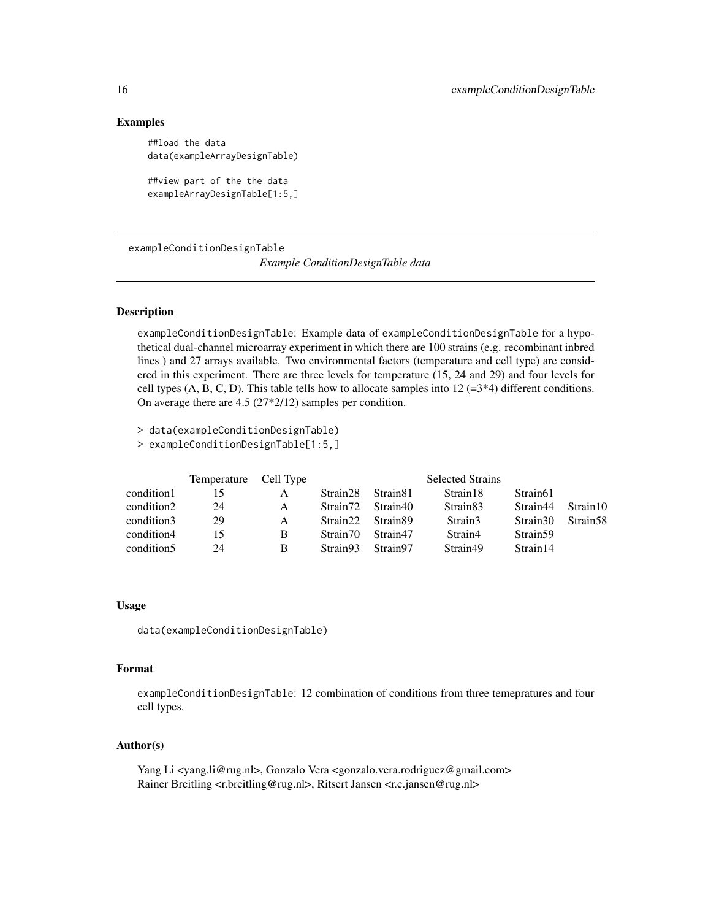## Examples

```
##load the data
data(exampleArrayDesignTable)

##view part of the the data
exampleArrayDesignTable[1:5,]
```

---

exampleConditionDesignTable *Example ConditionDesignTable data*

---

### Description

exampleConditionDesignTable: Example data of exampleConditionDesignTable for a hypothetical dual-channel microarray experiment in which there are 100 strains (e.g. recombinant inbred lines ) and 27 arrays available. Two environmental factors (temperature and cell type) are considered in this experiment. There are three levels for temperature (15, 24 and 29) and four levels for cell types (A, B, C, D). This table tells how to allocate samples into 12 (=3*4) different conditions. On average there are 4.5 (27*2/12) samples per condition.

```
> data(exampleConditionDesignTable)
> exampleConditionDesignTable[1:5,]
```

| | Temperature | Cell Type | | | Selected Strains | | |
|---|---|---|---|---|---|---|---|
| condition1 | 15 | A | Strain28 | Strain81 | Strain18 | Strain61 | |
| condition2 | 24 | A | Strain72 | Strain40 | Strain83 | Strain44 | Strain10 |
| condition3 | 29 | A | Strain22 | Strain89 | Strain3 | Strain30 | Strain58 |
| condition4 | 15 | B | Strain70 | Strain47 | Strain4 | Strain59 | |
| condition5 | 24 | B | Strain93 | Strain97 | Strain49 | Strain14 | |

### Usage

```
data(exampleConditionDesignTable)
```

### Format

exampleConditionDesignTable: 12 combination of conditions from three temepratures and four cell types.

### Author(s)

Yang Li <yang.li@rug.nl>, Gonzalo Vera <gonzalo.vera.rodriguez@gmail.com>
Rainer Breitling <r.breitling@rug.nl>, Ritsert Jansen <r.c.jansen@rug.nl>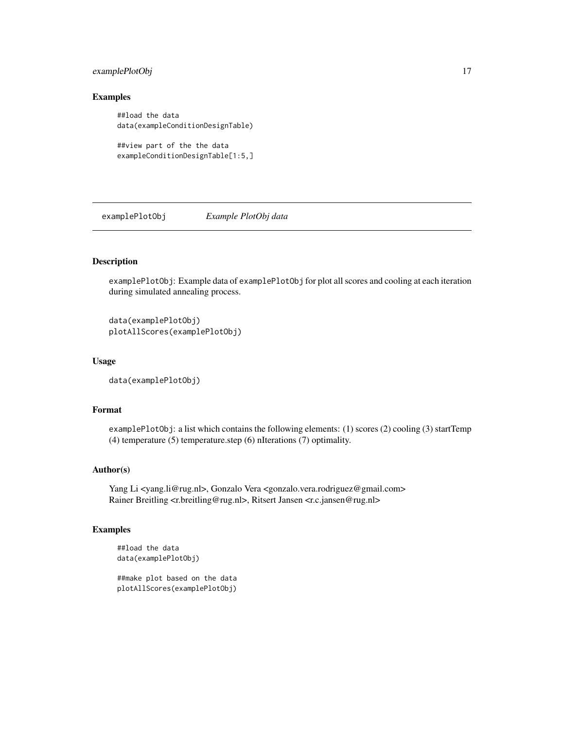## Examples

```
##load the data
data(exampleConditionDesignTable)

##view part of the the data
exampleConditionDesignTable[1:5,]
```

---

`examplePlotObj` *Example PlotObj data*

---

### Description

`examplePlotObj`: Example data of `examplePlotObj` for plot all scores and cooling at each iteration during simulated annealing process.

```
data(examplePlotObj)
plotAllScores(examplePlotObj)
```

### Usage

```
data(examplePlotObj)
```

### Format

`examplePlotObj`: a list which contains the following elements: (1) scores (2) cooling (3) startTemp (4) temperature (5) temperature.step (6) nIterations (7) optimality.

### Author(s)

Yang Li <yang.li@rug.nl>, Gonzalo Vera <gonzalo.vera.rodriguez@gmail.com>
Rainer Breitling <r.breitling@rug.nl>, Ritsert Jansen <r.c.jansen@rug.nl>

### Examples

```
##load the data
data(examplePlotObj)

##make plot based on the data
plotAllScores(examplePlotObj)
```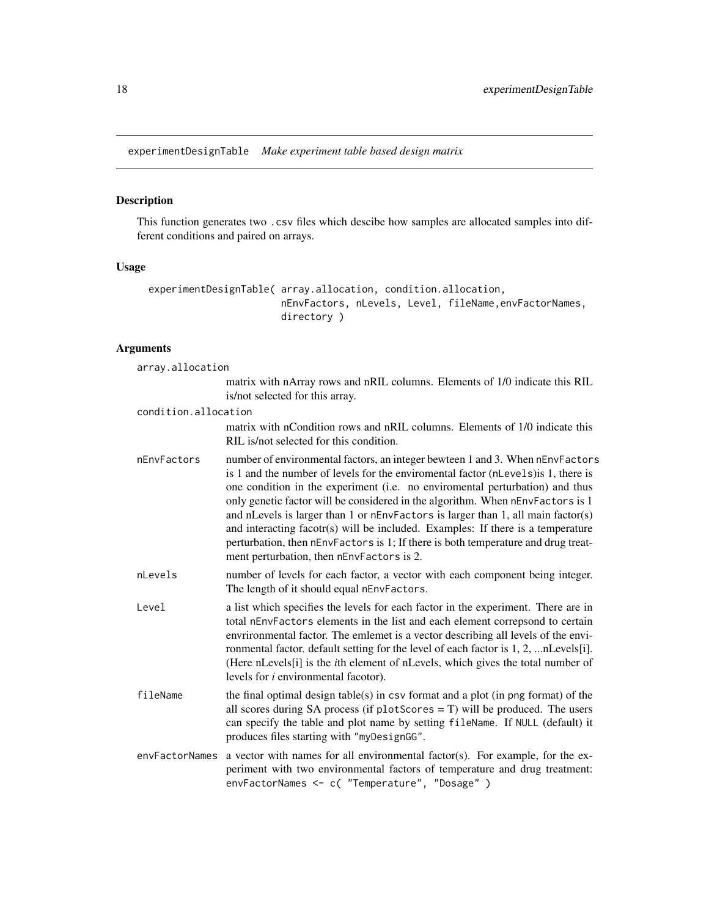## experimentDesignTable *Make experiment table based design matrix*

### Description

This function generates two .csv files which descibe how samples are allocated samples into different conditions and paired on arrays.

### Usage

```
experimentDesignTable( array.allocation, condition.allocation,
                       nEnvFactors, nLevels, Level, fileName,envFactorNames,
                       directory )
```

### Arguments

array.allocation
: matrix with nArray rows and nRIL columns. Elements of 1/0 indicate this RIL is/not selected for this array.

condition.allocation
: matrix with nCondition rows and nRIL columns. Elements of 1/0 indicate this RIL is/not selected for this condition.

nEnvFactors
: number of environmental factors, an integer bewteen 1 and 3. When nEnvFactors is 1 and the number of levels for the enviromental factor (nLevels)is 1, there is one condition in the experiment (i.e. no enviromental perturbation) and thus only genetic factor will be considered in the algorithm. When nEnvFactors is 1 and nLevels is larger than 1 or nEnvFactors is larger than 1, all main factor(s) and interacting facotr(s) will be included. Examples: If there is a temperature perturbation, then nEnvFactors is 1; If there is both temperature and drug treatment perturbation, then nEnvFactors is 2.

nLevels
: number of levels for each factor, a vector with each component being integer. The length of it should equal nEnvFactors.

Level
: a list which specifies the levels for each factor in the experiment. There are in total nEnvFactors elements in the list and each element correpsond to certain envrironmental factor. The emlemet is a vector describing all levels of the environmental factor. default setting for the level of each factor is 1, 2, ...nLevels[i]. (Here nLevels[i] is the *i*th element of nLevels, which gives the total number of levels for *i* environmental facotor).

fileName
: the final optimal design table(s) in csv format and a plot (in png format) of the all scores during SA process (if plotScores = T) will be produced. The users can specify the table and plot name by setting fileName. If NULL (default) it produces files starting with "myDesignGG".

envFactorNames
: a vector with names for all environmental factor(s). For example, for the experiment with two environmental factors of temperature and drug treatment: envFactorNames <- c( "Temperature", "Dosage" )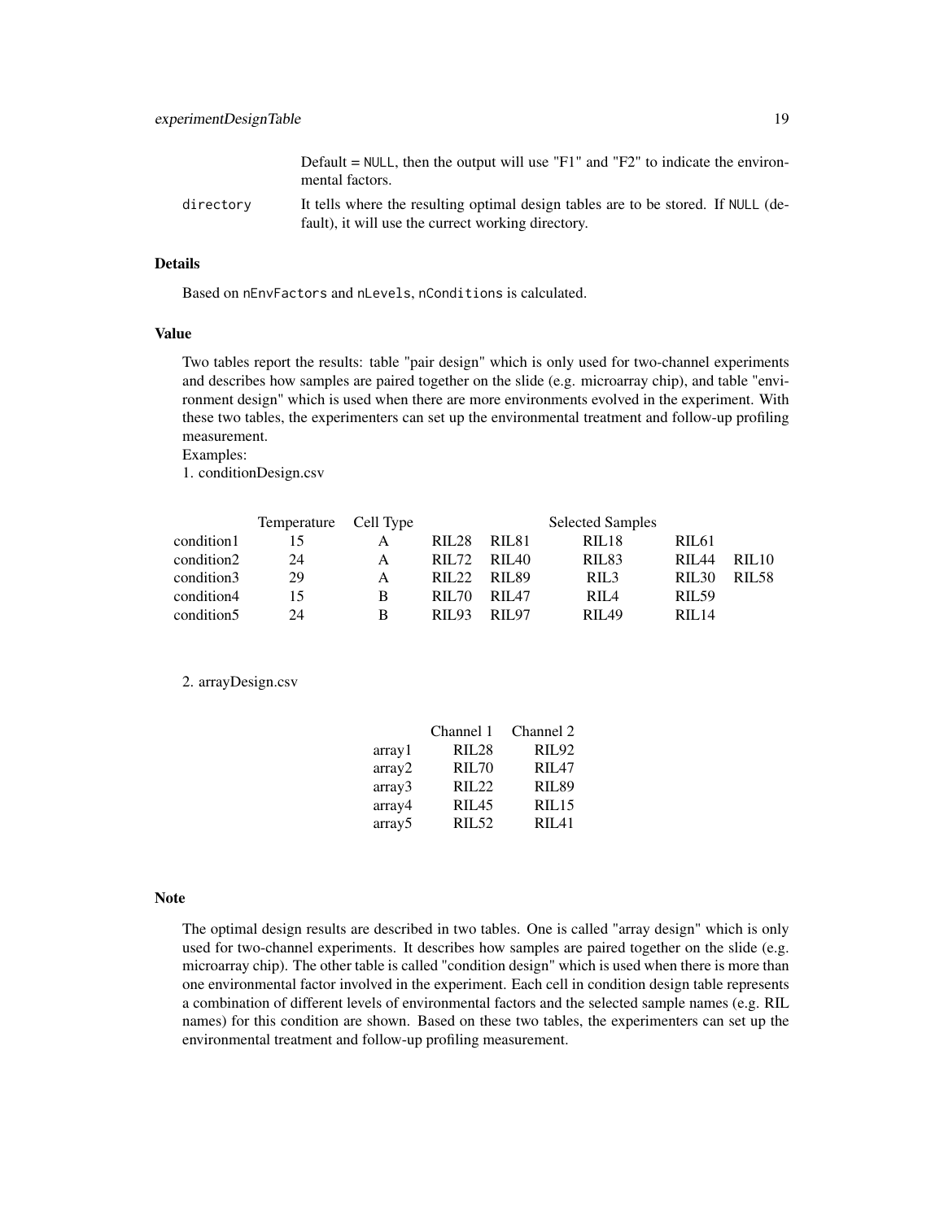| | |
|---|---|
| | Default = NULL, then the output will use "F1" and "F2" to indicate the environmental factors. |
| directory | It tells where the resulting optimal design tables are to be stored. If NULL (default), it will use the currect working directory. |

## Details

Based on `nEnvFactors` and `nLevels`, `nConditions` is calculated.

## Value

Two tables report the results: table "pair design" which is only used for two-channel experiments and describes how samples are paired together on the slide (e.g. microarray chip), and table "environment design" which is used when there are more environments evolved in the experiment. With these two tables, the experimenters can set up the environmental treatment and follow-up profiling measurement.
Examples:
1. conditionDesign.csv

| | Temperature | Cell Type | | | Selected Samples | | |
|---|---|---|---|---|---|---|---|
| condition1 | 15 | A | RIL28 | RIL81 | RIL18 | RIL61 | |
| condition2 | 24 | A | RIL72 | RIL40 | RIL83 | RIL44 | RIL10 |
| condition3 | 29 | A | RIL22 | RIL89 | RIL3 | RIL30 | RIL58 |
| condition4 | 15 | B | RIL70 | RIL47 | RIL4 | RIL59 | |
| condition5 | 24 | B | RIL93 | RIL97 | RIL49 | RIL14 | |

2. arrayDesign.csv

| | Channel 1 | Channel 2 |
|---|---|---|
| array1 | RIL28 | RIL92 |
| array2 | RIL70 | RIL47 |
| array3 | RIL22 | RIL89 |
| array4 | RIL45 | RIL15 |
| array5 | RIL52 | RIL41 |

## Note

The optimal design results are described in two tables. One is called "array design" which is only used for two-channel experiments. It describes how samples are paired together on the slide (e.g. microarray chip). The other table is called "condition design" which is used when there is more than one environmental factor involved in the experiment. Each cell in condition design table represents a combination of different levels of environmental factors and the selected sample names (e.g. RIL names) for this condition are shown. Based on these two tables, the experimenters can set up the environmental treatment and follow-up profiling measurement.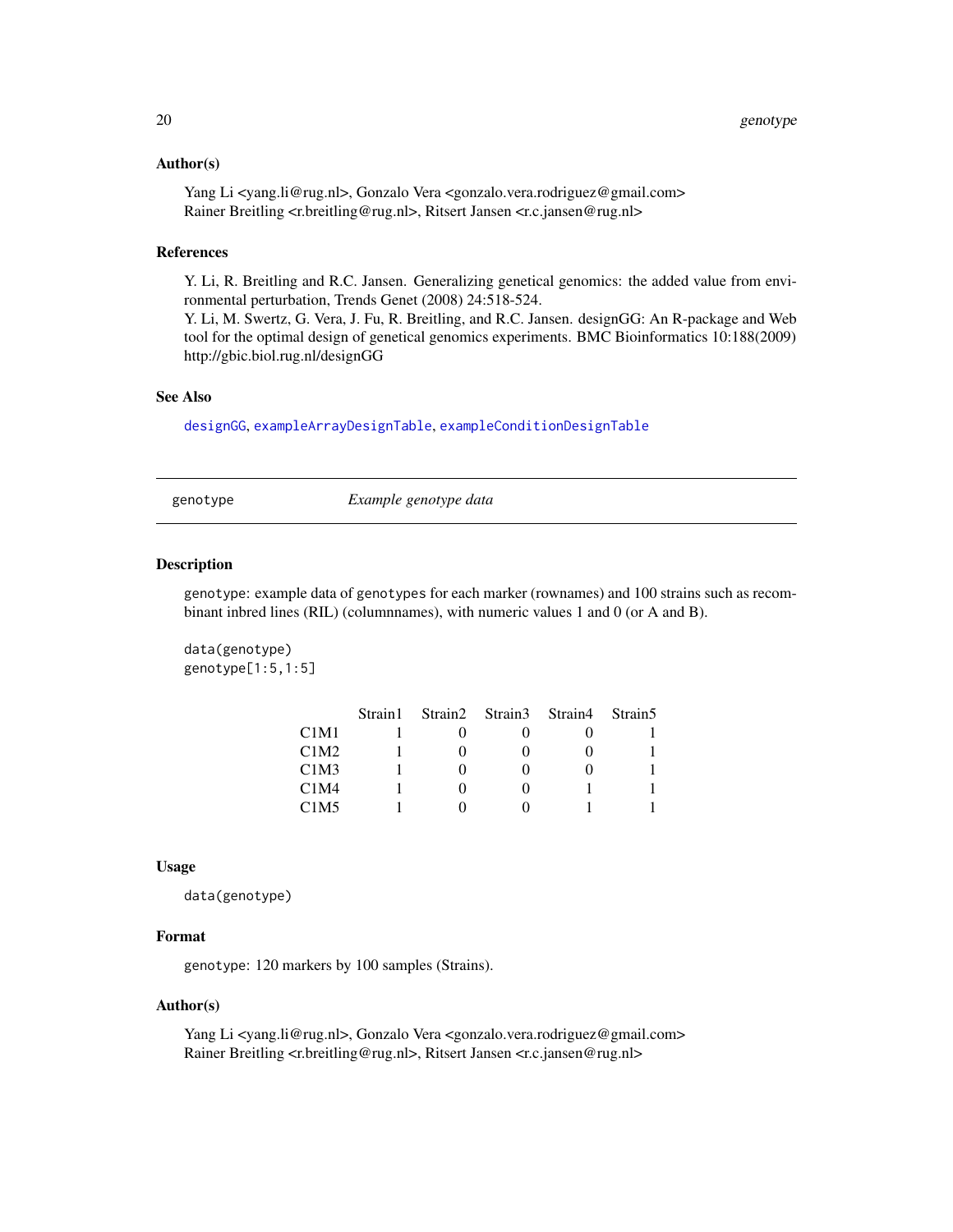### Author(s)

Yang Li <yang.li@rug.nl>, Gonzalo Vera <gonzalo.vera.rodriguez@gmail.com>
Rainer Breitling <r.breitling@rug.nl>, Ritsert Jansen <r.c.jansen@rug.nl>

### References

Y. Li, R. Breitling and R.C. Jansen. Generalizing genetical genomics: the added value from environmental perturbation, Trends Genet (2008) 24:518-524.
Y. Li, M. Swertz, G. Vera, J. Fu, R. Breitling, and R.C. Jansen. designGG: An R-package and Web tool for the optimal design of genetical genomics experiments. BMC Bioinformatics 10:188(2009) http://gbic.biol.rug.nl/designGG

### See Also

`designGG`, `exampleArrayDesignTable`, `exampleConditionDesignTable`

---

## genotype — *Example genotype data*

### Description

`genotype`: example data of `genotype`s for each marker (rownames) and 100 strains such as recombinant inbred lines (RIL) (columnnames), with numeric values 1 and 0 (or A and B).

```
data(genotype)
genotype[1:5,1:5]
```

| | Strain1 | Strain2 | Strain3 | Strain4 | Strain5 |
|---|---|---|---|---|---|
| C1M1 | 1 | 0 | 0 | 0 | 1 |
| C1M2 | 1 | 0 | 0 | 0 | 1 |
| C1M3 | 1 | 0 | 0 | 0 | 1 |
| C1M4 | 1 | 0 | 0 | 1 | 1 |
| C1M5 | 1 | 0 | 0 | 1 | 1 |

### Usage

```
data(genotype)
```

### Format

`genotype`: 120 markers by 100 samples (Strains).

### Author(s)

Yang Li <yang.li@rug.nl>, Gonzalo Vera <gonzalo.vera.rodriguez@gmail.com>
Rainer Breitling <r.breitling@rug.nl>, Ritsert Jansen <r.c.jansen@rug.nl>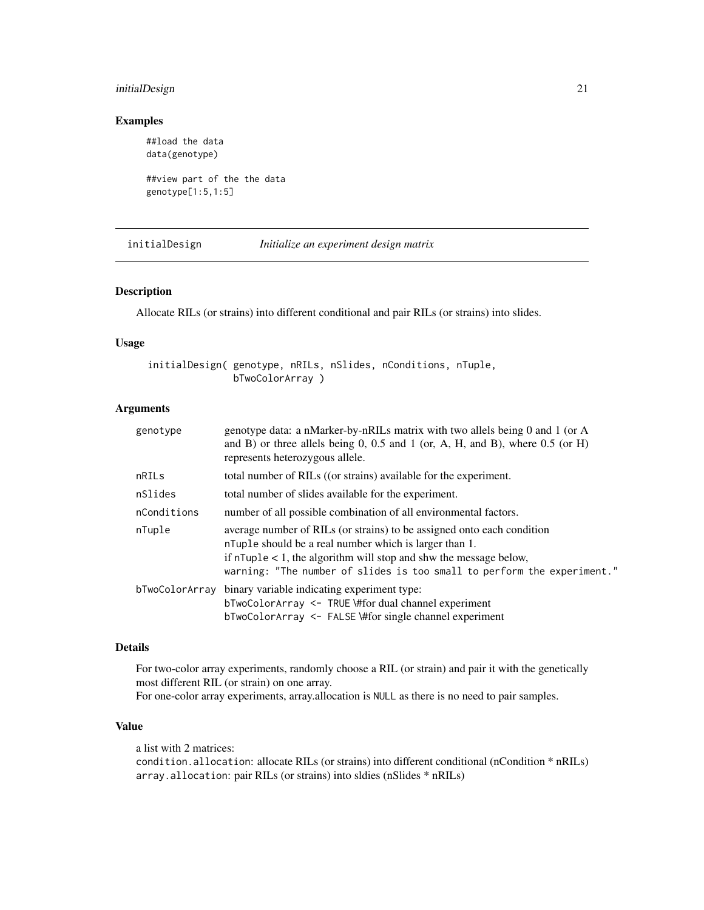## Examples

```
##load the data
data(genotype)

##view part of the the data
genotype[1:5,1:5]
```

---

## initialDesign *Initialize an experiment design matrix*

---

### Description

Allocate RILs (or strains) into different conditional and pair RILs (or strains) into slides.

### Usage

```
initialDesign( genotype, nRILs, nSlides, nConditions, nTuple,
               bTwoColorArray )
```

### Arguments

| | |
|---|---|
| genotype | genotype data: a nMarker-by-nRILs matrix with two alleles being 0 and 1 (or A and B) or three alleles being 0, 0.5 and 1 (or, A, H, and B), where 0.5 (or H) represents heterozygous allele. |
| nRILs | total number of RILs ((or strains) available for the experiment. |
| nSlides | total number of slides available for the experiment. |
| nConditions | number of all possible combination of all environmental factors. |
| nTuple | average number of RILs (or strains) to be assigned onto each condition<br>nTuple should be a real number which is larger than 1.<br>if nTuple < 1, the algorithm will stop and shw the message below,<br>warning: "The number of slides is too small to perform the experiment." |
| bTwoColorArray | binary variable indicating experiment type:<br>bTwoColorArray <- TRUE \#for dual channel experiment<br>bTwoColorArray <- FALSE \#for single channel experiment |

### Details

For two-color array experiments, randomly choose a RIL (or strain) and pair it with the genetically most different RIL (or strain) on one array.
For one-color array experiments, array.allocation is NULL as there is no need to pair samples.

### Value

a list with 2 matrices:
condition.allocation: allocate RILs (or strains) into different conditional (nCondition * nRILs)
array.allocation: pair RILs (or strains) into sldies (nSlides * nRILs)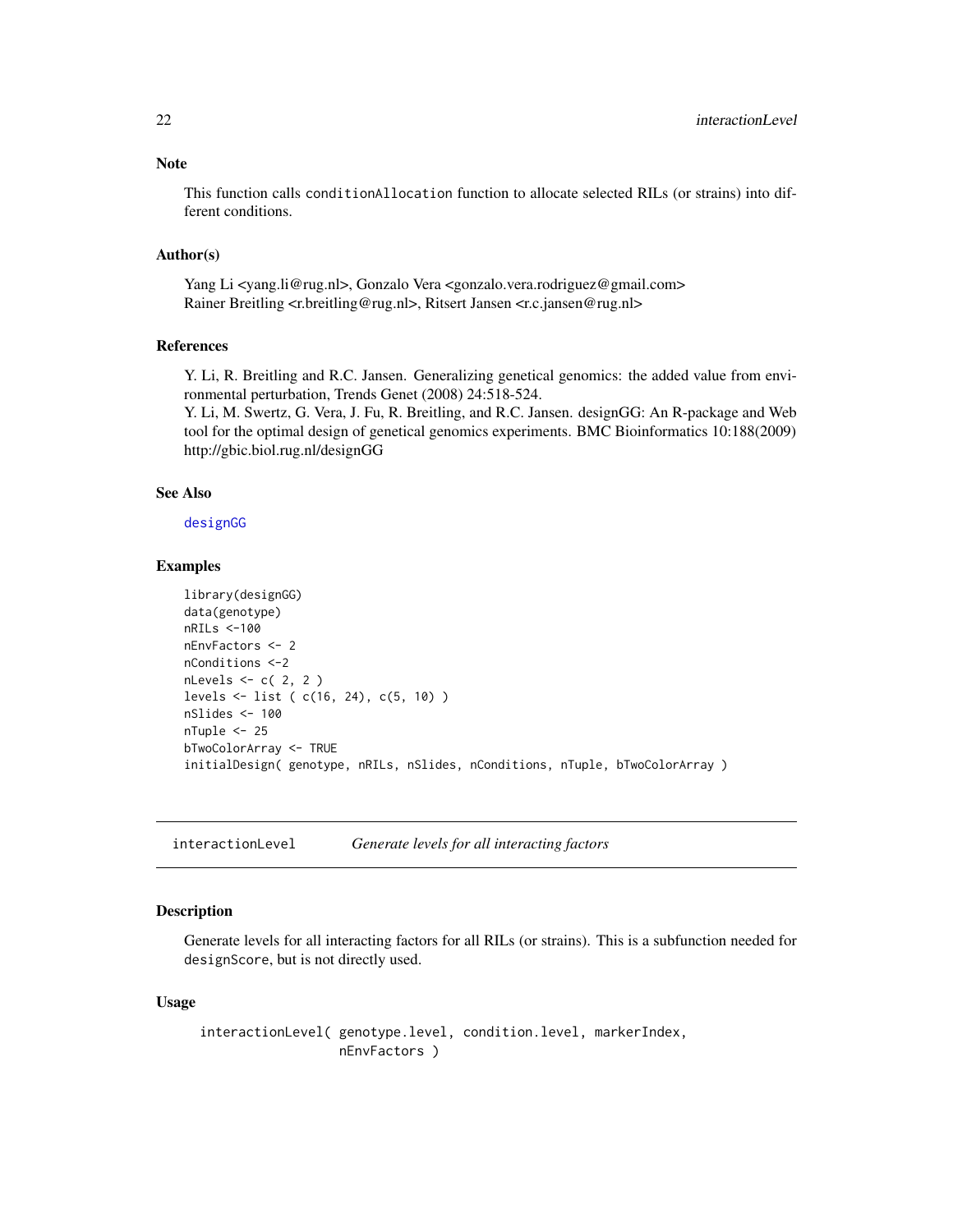## Note

This function calls `conditionAllocation` function to allocate selected RILs (or strains) into different conditions.

## Author(s)

Yang Li <yang.li@rug.nl>, Gonzalo Vera <gonzalo.vera.rodriguez@gmail.com>
Rainer Breitling <r.breitling@rug.nl>, Ritsert Jansen <r.c.jansen@rug.nl>

## References

Y. Li, R. Breitling and R.C. Jansen. Generalizing genetical genomics: the added value from environmental perturbation, Trends Genet (2008) 24:518-524.
Y. Li, M. Swertz, G. Vera, J. Fu, R. Breitling, and R.C. Jansen. designGG: An R-package and Web tool for the optimal design of genetical genomics experiments. BMC Bioinformatics 10:188(2009) http://gbic.biol.rug.nl/designGG

## See Also

designGG

## Examples

```
library(designGG)
data(genotype)
nRILs <-100
nEnvFactors <- 2
nConditions <-2
nLevels <- c( 2, 2 )
levels <- list ( c(16, 24), c(5, 10) )
nSlides <- 100
nTuple <- 25
bTwoColorArray <- TRUE
initialDesign( genotype, nRILs, nSlides, nConditions, nTuple, bTwoColorArray )
```

---

# interactionLevel *Generate levels for all interacting factors*

## Description

Generate levels for all interacting factors for all RILs (or strains). This is a subfunction needed for `designScore`, but is not directly used.

## Usage

```
interactionLevel( genotype.level, condition.level, markerIndex,
                  nEnvFactors )
```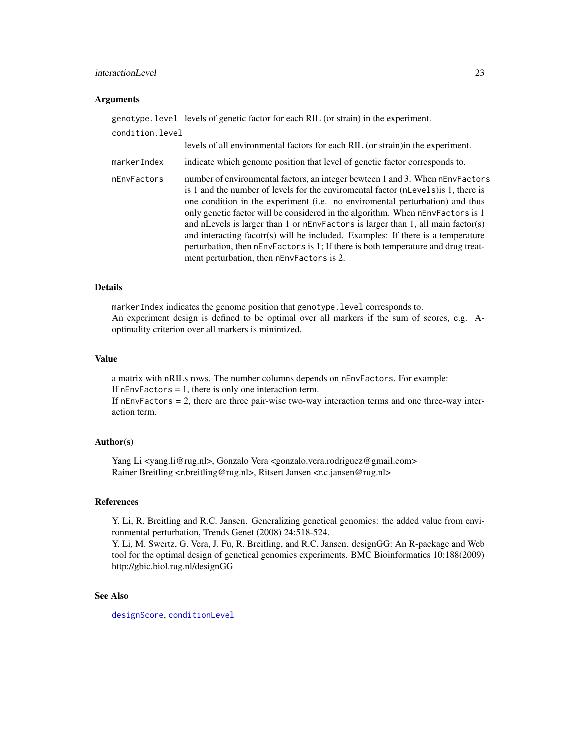### Arguments

| | |
|---|---|
| `genotype.level` | levels of genetic factor for each RIL (or strain) in the experiment. |
| `condition.level` | levels of all environmental factors for each RIL (or strain)in the experiment. |
| `markerIndex` | indicate which genome position that level of genetic factor corresponds to. |
| `nEnvFactors` | number of environmental factors, an integer bewteen 1 and 3. When `nEnvFactors` is 1 and the number of levels for the enviromental factor (`nLevels`)is 1, there is one condition in the experiment (i.e. no enviromental perturbation) and thus only genetic factor will be considered in the algorithm. When `nEnvFactors` is 1 and nLevels is larger than 1 or `nEnvFactors` is larger than 1, all main factor(s) and interacting facotr(s) will be included. Examples: If there is a temperature perturbation, then `nEnvFactors` is 1; If there is both temperature and drug treatment perturbation, then `nEnvFactors` is 2. |

### Details

`markerIndex` indicates the genome position that `genotype.level` corresponds to.
An experiment design is defined to be optimal over all markers if the sum of scores, e.g. A-optimality criterion over all markers is minimized.

### Value

a matrix with nRILs rows. The number columns depends on `nEnvFactors`. For example:
If `nEnvFactors` = 1, there is only one interaction term.
If `nEnvFactors` = 2, there are three pair-wise two-way interaction terms and one three-way interaction term.

### Author(s)

Yang Li <yang.li@rug.nl>, Gonzalo Vera <gonzalo.vera.rodriguez@gmail.com>
Rainer Breitling <r.breitling@rug.nl>, Ritsert Jansen <r.c.jansen@rug.nl>

### References

Y. Li, R. Breitling and R.C. Jansen. Generalizing genetical genomics: the added value from environmental perturbation, Trends Genet (2008) 24:518-524.
Y. Li, M. Swertz, G. Vera, J. Fu, R. Breitling, and R.C. Jansen. designGG: An R-package and Web tool for the optimal design of genetical genomics experiments. BMC Bioinformatics 10:188(2009) http://gbic.biol.rug.nl/designGG

### See Also

`designScore`, `conditionLevel`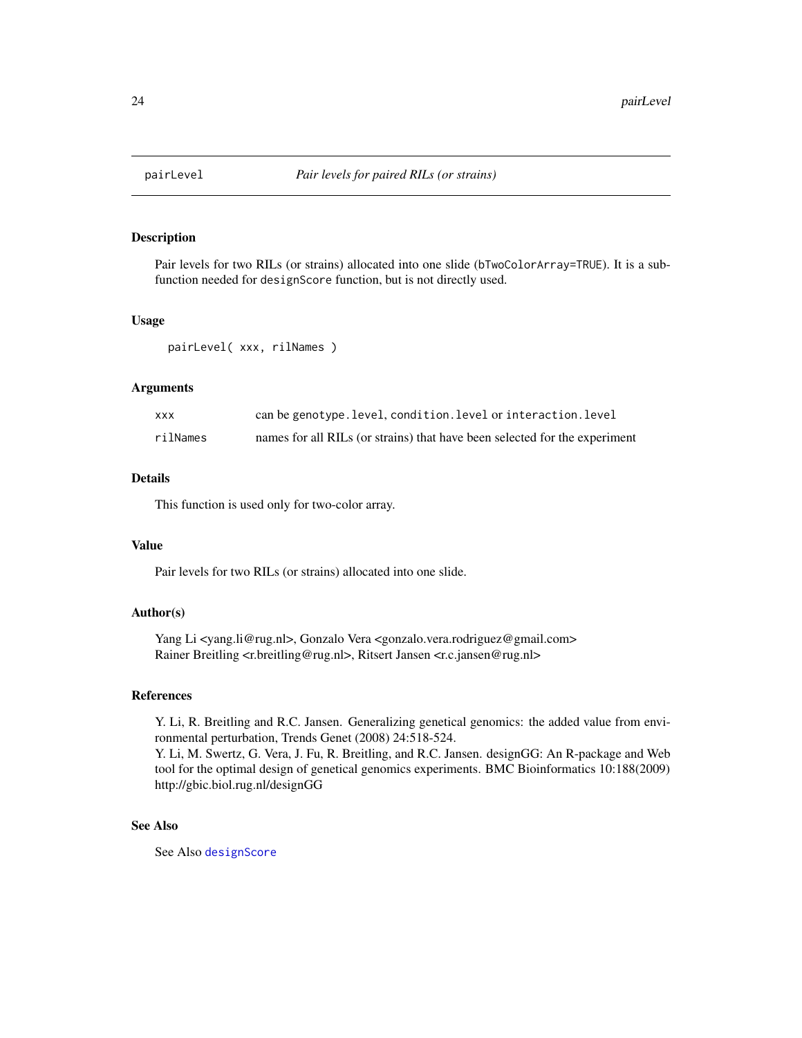# pairLevel — *Pair levels for paired RILs (or strains)*

## Description

Pair levels for two RILs (or strains) allocated into one slide (`bTwoColorArray=TRUE`). It is a sub-function needed for `designScore` function, but is not directly used.

## Usage

```
pairLevel( xxx, rilNames )
```

## Arguments

| | |
|---|---|
| `xxx` | can be `genotype.level`, `condition.level` or `interaction.level` |
| `rilNames` | names for all RILs (or strains) that have been selected for the experiment |

## Details

This function is used only for two-color array.

## Value

Pair levels for two RILs (or strains) allocated into one slide.

## Author(s)

Yang Li <yang.li@rug.nl>, Gonzalo Vera <gonzalo.vera.rodriguez@gmail.com>
Rainer Breitling <r.breitling@rug.nl>, Ritsert Jansen <r.c.jansen@rug.nl>

## References

Y. Li, R. Breitling and R.C. Jansen. Generalizing genetical genomics: the added value from environmental perturbation, Trends Genet (2008) 24:518-524.
Y. Li, M. Swertz, G. Vera, J. Fu, R. Breitling, and R.C. Jansen. designGG: An R-package and Web tool for the optimal design of genetical genomics experiments. BMC Bioinformatics 10:188(2009) http://gbic.biol.rug.nl/designGG

## See Also

See Also `designScore`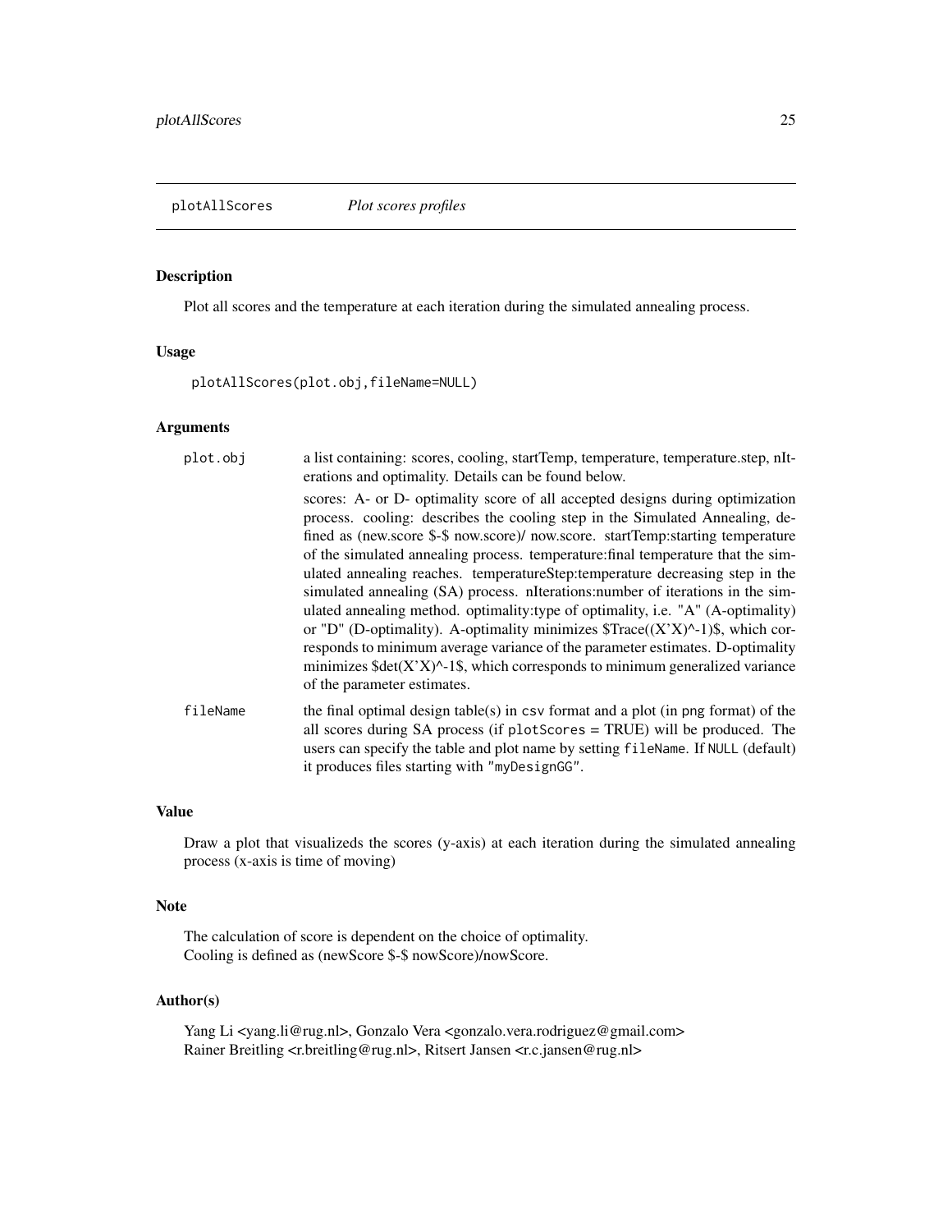# plotAllScores *Plot scores profiles*

## Description

Plot all scores and the temperature at each iteration during the simulated annealing process.

## Usage

```
plotAllScores(plot.obj,fileName=NULL)
```

## Arguments

| | |
|---|---|
| plot.obj | a list containing: scores, cooling, startTemp, temperature, temperature.step, nIterations and optimality. Details can be found below. <br> scores: A- or D- optimality score of all accepted designs during optimization process. cooling: describes the cooling step in the Simulated Annealing, defined as (new.score \$-\$ now.score)/ now.score. startTemp:starting temperature of the simulated annealing process. temperature:final temperature that the simulated annealing reaches. temperatureStep:temperature decreasing step in the simulated annealing (SA) process. nIterations:number of iterations in the simulated annealing method. optimality:type of optimality, i.e. "A" (A-optimality) or "D" (D-optimality). A-optimality minimizes \$Trace((X'X)^-1)\$, which corresponds to minimum average variance of the parameter estimates. D-optimality minimizes \$det(X'X)^-1\$, which corresponds to minimum generalized variance of the parameter estimates. |
| fileName | the final optimal design table(s) in csv format and a plot (in png format) of the all scores during SA process (if plotScores = TRUE) will be produced. The users can specify the table and plot name by setting fileName. If NULL (default) it produces files starting with "myDesignGG". |

## Value

Draw a plot that visualizeds the scores (y-axis) at each iteration during the simulated annealing process (x-axis is time of moving)

## Note

The calculation of score is dependent on the choice of optimality.
Cooling is defined as (newScore \$-\$ nowScore)/nowScore.

## Author(s)

Yang Li <yang.li@rug.nl>, Gonzalo Vera <gonzalo.vera.rodriguez@gmail.com>
Rainer Breitling <r.breitling@rug.nl>, Ritsert Jansen <r.c.jansen@rug.nl>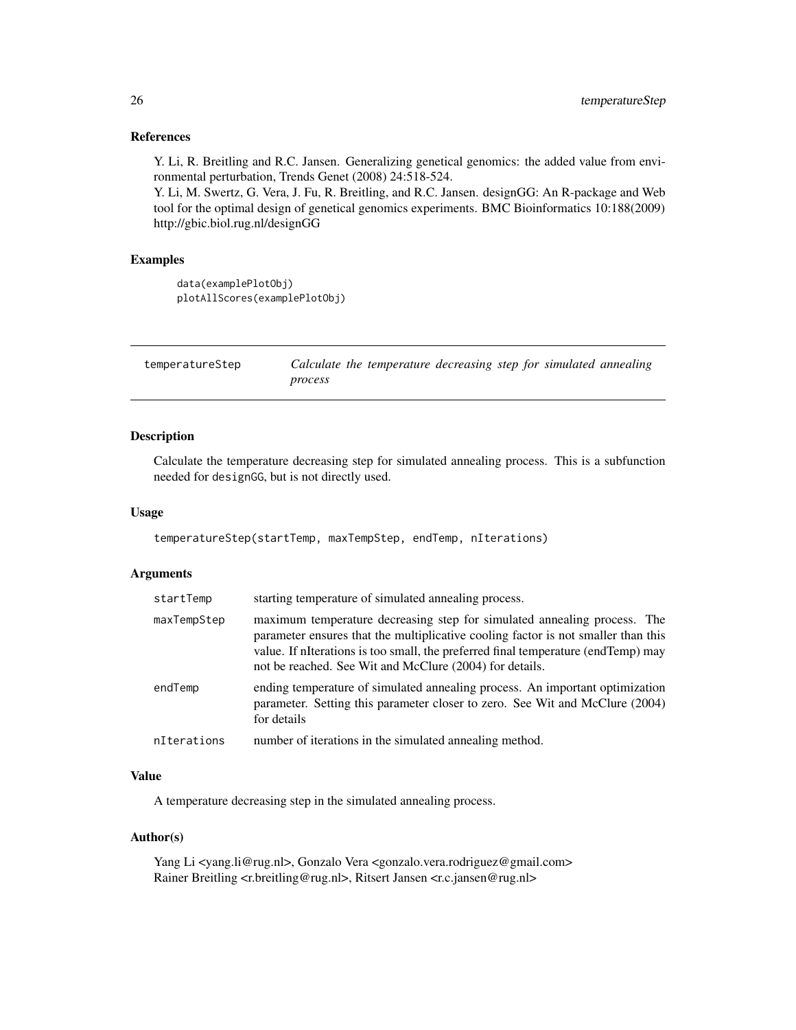## References

Y. Li, R. Breitling and R.C. Jansen. Generalizing genetical genomics: the added value from environmental perturbation, Trends Genet (2008) 24:518-524.
Y. Li, M. Swertz, G. Vera, J. Fu, R. Breitling, and R.C. Jansen. designGG: An R-package and Web tool for the optimal design of genetical genomics experiments. BMC Bioinformatics 10:188(2009) http://gbic.biol.rug.nl/designGG

## Examples

```
data(examplePlotObj)
plotAllScores(examplePlotObj)
```

---

# temperatureStep — *Calculate the temperature decreasing step for simulated annealing process*

---

## Description

Calculate the temperature decreasing step for simulated annealing process. This is a subfunction needed for designGG, but is not directly used.

## Usage

```
temperatureStep(startTemp, maxTempStep, endTemp, nIterations)
```

## Arguments

| | |
|---|---|
| startTemp | starting temperature of simulated annealing process. |
| maxTempStep | maximum temperature decreasing step for simulated annealing process. The parameter ensures that the multiplicative cooling factor is not smaller than this value. If nIterations is too small, the preferred final temperature (endTemp) may not be reached. See Wit and McClure (2004) for details. |
| endTemp | ending temperature of simulated annealing process. An important optimization parameter. Setting this parameter closer to zero. See Wit and McClure (2004) for details |
| nIterations | number of iterations in the simulated annealing method. |

## Value

A temperature decreasing step in the simulated annealing process.

## Author(s)

Yang Li <yang.li@rug.nl>, Gonzalo Vera <gonzalo.vera.rodriguez@gmail.com>
Rainer Breitling <r.breitling@rug.nl>, Ritsert Jansen <r.c.jansen@rug.nl>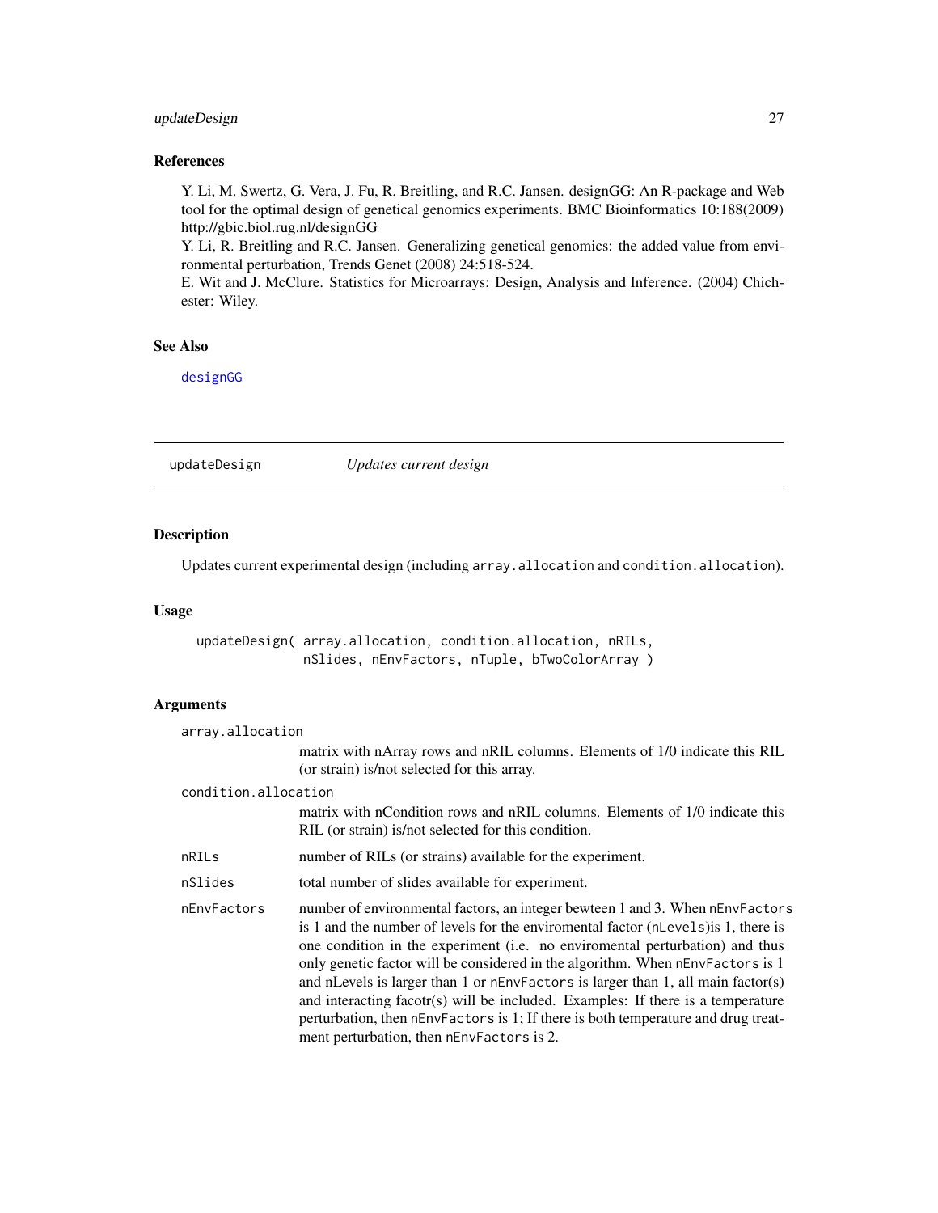## References

Y. Li, M. Swertz, G. Vera, J. Fu, R. Breitling, and R.C. Jansen. designGG: An R-package and Web tool for the optimal design of genetical genomics experiments. BMC Bioinformatics 10:188(2009) http://gbic.biol.rug.nl/designGG

Y. Li, R. Breitling and R.C. Jansen. Generalizing genetical genomics: the added value from environmental perturbation, Trends Genet (2008) 24:518-524.

E. Wit and J. McClure. Statistics for Microarrays: Design, Analysis and Inference. (2004) Chichester: Wiley.

## See Also

designGG

---

# updateDesign — *Updates current design*

## Description

Updates current experimental design (including `array.allocation` and `condition.allocation`).

## Usage

```
updateDesign( array.allocation, condition.allocation, nRILs,
              nSlides, nEnvFactors, nTuple, bTwoColorArray )
```

## Arguments

`array.allocation`
: matrix with nArray rows and nRIL columns. Elements of 1/0 indicate this RIL (or strain) is/not selected for this array.

`condition.allocation`
: matrix with nCondition rows and nRIL columns. Elements of 1/0 indicate this RIL (or strain) is/not selected for this condition.

`nRILs`
: number of RILs (or strains) available for the experiment.

`nSlides`
: total number of slides available for experiment.

`nEnvFactors`
: number of environmental factors, an integer bewteen 1 and 3. When `nEnvFactors` is 1 and the number of levels for the enviromental factor (`nLevels`)is 1, there is one condition in the experiment (i.e. no enviromental perturbation) and thus only genetic factor will be considered in the algorithm. When `nEnvFactors` is 1 and nLevels is larger than 1 or `nEnvFactors` is larger than 1, all main factor(s) and interacting facotr(s) will be included. Examples: If there is a temperature perturbation, then `nEnvFactors` is 1; If there is both temperature and drug treatment perturbation, then `nEnvFactors` is 2.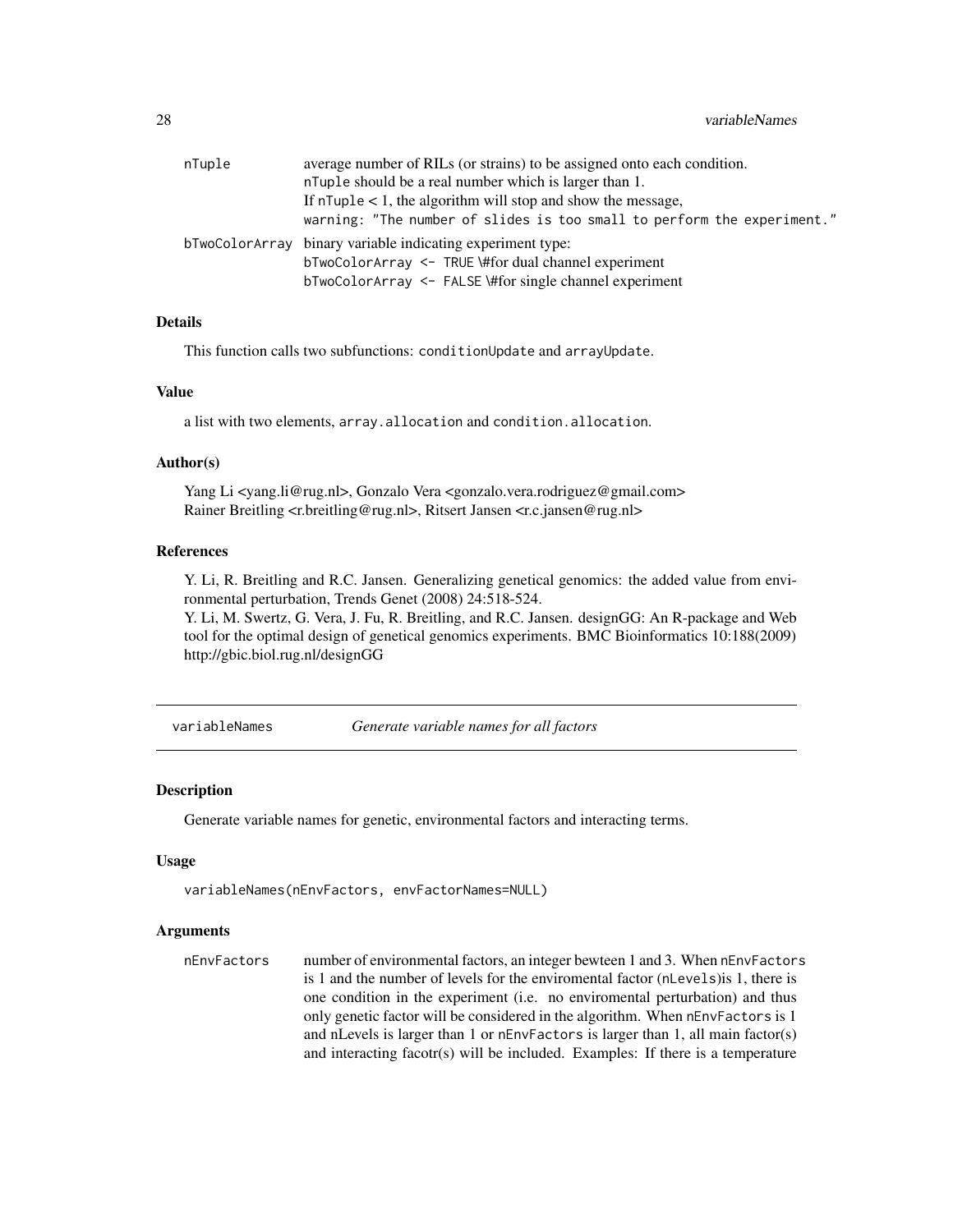| | |
|---|---|
| nTuple | average number of RILs (or strains) to be assigned onto each condition. nTuple should be a real number which is larger than 1. If nTuple < 1, the algorithm will stop and show the message, warning: "The number of slides is too small to perform the experiment." |
| bTwoColorArray | binary variable indicating experiment type: bTwoColorArray <- TRUE \#for dual channel experiment bTwoColorArray <- FALSE \#for single channel experiment |

### Details

This function calls two subfunctions: conditionUpdate and arrayUpdate.

### Value

a list with two elements, array.allocation and condition.allocation.

### Author(s)

Yang Li <yang.li@rug.nl>, Gonzalo Vera <gonzalo.vera.rodriguez@gmail.com>
Rainer Breitling <r.breitling@rug.nl>, Ritsert Jansen <r.c.jansen@rug.nl>

### References

Y. Li, R. Breitling and R.C. Jansen. Generalizing genetical genomics: the added value from environmental perturbation, Trends Genet (2008) 24:518-524.
Y. Li, M. Swertz, G. Vera, J. Fu, R. Breitling, and R.C. Jansen. designGG: An R-package and Web tool for the optimal design of genetical genomics experiments. BMC Bioinformatics 10:188(2009) http://gbic.biol.rug.nl/designGG

---

## variableNames — *Generate variable names for all factors*

### Description

Generate variable names for genetic, environmental factors and interacting terms.

### Usage

```
variableNames(nEnvFactors, envFactorNames=NULL)
```

### Arguments

| | |
|---|---|
| nEnvFactors | number of environmental factors, an integer bewteen 1 and 3. When nEnvFactors is 1 and the number of levels for the enviromental factor (nLevels)is 1, there is one condition in the experiment (i.e. no enviromental perturbation) and thus only genetic factor will be considered in the algorithm. When nEnvFactors is 1 and nLevels is larger than 1 or nEnvFactors is larger than 1, all main factor(s) and interacting facotr(s) will be included. Examples: If there is a temperature |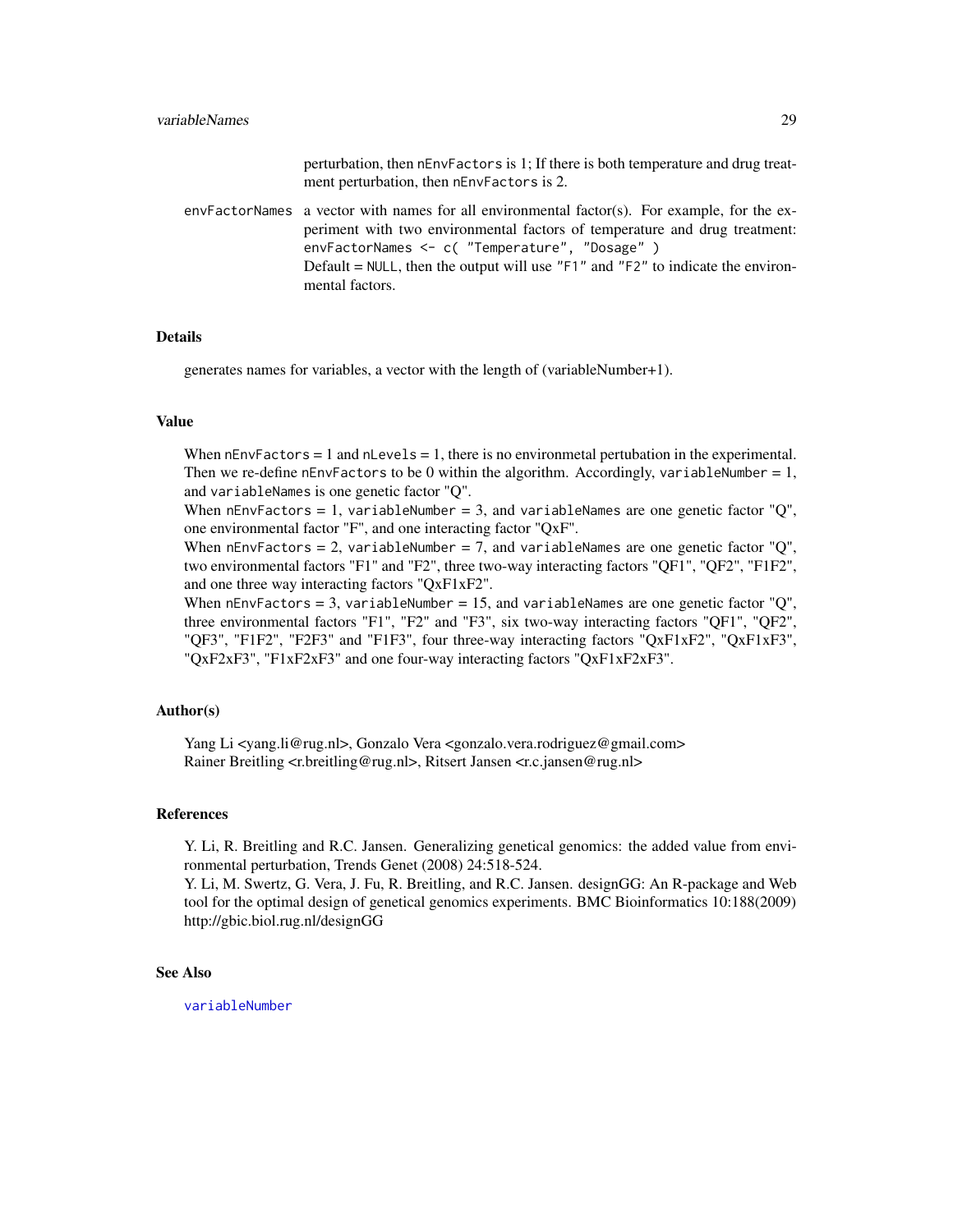perturbation, then `nEnvFactors` is 1; If there is both temperature and drug treatment perturbation, then `nEnvFactors` is 2.

`envFactorNames` a vector with names for all environmental factor(s). For example, for the experiment with two environmental factors of temperature and drug treatment: `envFactorNames <- c( "Temperature", "Dosage" )`
Default = `NULL`, then the output will use `"F1"` and `"F2"` to indicate the environmental factors.

## Details

generates names for variables, a vector with the length of (variableNumber+1).

## Value

When `nEnvFactors` = 1 and `nLevels` = 1, there is no environmetal pertubation in the experimental. Then we re-define `nEnvFactors` to be 0 within the algorithm. Accordingly, `variableNumber` = 1, and `variableNames` is one genetic factor "Q".
When `nEnvFactors` = 1, `variableNumber` = 3, and `variableNames` are one genetic factor "Q", one environmental factor "F", and one interacting factor "QxF".
When `nEnvFactors` = 2, `variableNumber` = 7, and `variableNames` are one genetic factor "Q", two environmental factors "F1" and "F2", three two-way interacting factors "QF1", "QF2", "F1F2", and one three way interacting factors "QxF1xF2".
When `nEnvFactors` = 3, `variableNumber` = 15, and `variableNames` are one genetic factor "Q", three environmental factors "F1", "F2" and "F3", six two-way interacting factors "QF1", "QF2", "QF3", "F1F2", "F2F3" and "F1F3", four three-way interacting factors "QxF1xF2", "QxF1xF3", "QxF2xF3", "F1xF2xF3" and one four-way interacting factors "QxF1xF2xF3".

## Author(s)

Yang Li <yang.li@rug.nl>, Gonzalo Vera <gonzalo.vera.rodriguez@gmail.com>
Rainer Breitling <r.breitling@rug.nl>, Ritsert Jansen <r.c.jansen@rug.nl>

## References

Y. Li, R. Breitling and R.C. Jansen. Generalizing genetical genomics: the added value from environmental perturbation, Trends Genet (2008) 24:518-524.
Y. Li, M. Swertz, G. Vera, J. Fu, R. Breitling, and R.C. Jansen. designGG: An R-package and Web tool for the optimal design of genetical genomics experiments. BMC Bioinformatics 10:188(2009) http://gbic.biol.rug.nl/designGG

## See Also

`variableNumber`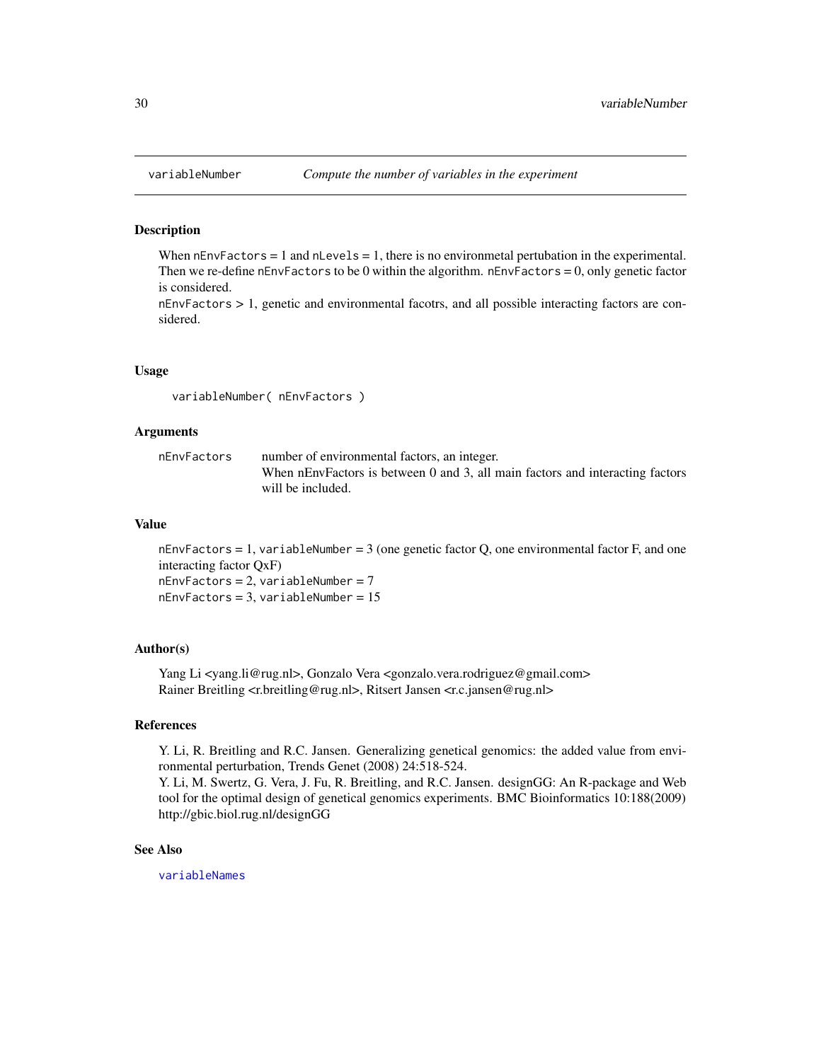# variableNumber — *Compute the number of variables in the experiment*

## Description

When `nEnvFactors` = 1 and `nLevels` = 1, there is no environmetal pertubation in the experimental. Then we re-define `nEnvFactors` to be 0 within the algorithm. `nEnvFactors` = 0, only genetic factor is considered.
`nEnvFactors` > 1, genetic and environmental facotrs, and all possible interacting factors are considered.

## Usage

```
variableNumber( nEnvFactors )
```

## Arguments

| | |
|---|---|
| `nEnvFactors` | number of environmental factors, an integer. When nEnvFactors is between 0 and 3, all main factors and interacting factors will be included. |

## Value

`nEnvFactors` = 1, `variableNumber` = 3 (one genetic factor Q, one environmental factor F, and one interacting factor QxF)
`nEnvFactors` = 2, `variableNumber` = 7
`nEnvFactors` = 3, `variableNumber` = 15

## Author(s)

Yang Li <yang.li@rug.nl>, Gonzalo Vera <gonzalo.vera.rodriguez@gmail.com>
Rainer Breitling <r.breitling@rug.nl>, Ritsert Jansen <r.c.jansen@rug.nl>

## References

Y. Li, R. Breitling and R.C. Jansen. Generalizing genetical genomics: the added value from environmental perturbation, Trends Genet (2008) 24:518-524.
Y. Li, M. Swertz, G. Vera, J. Fu, R. Breitling, and R.C. Jansen. designGG: An R-package and Web tool for the optimal design of genetical genomics experiments. BMC Bioinformatics 10:188(2009) http://gbic.biol.rug.nl/designGG

## See Also

`variableNames`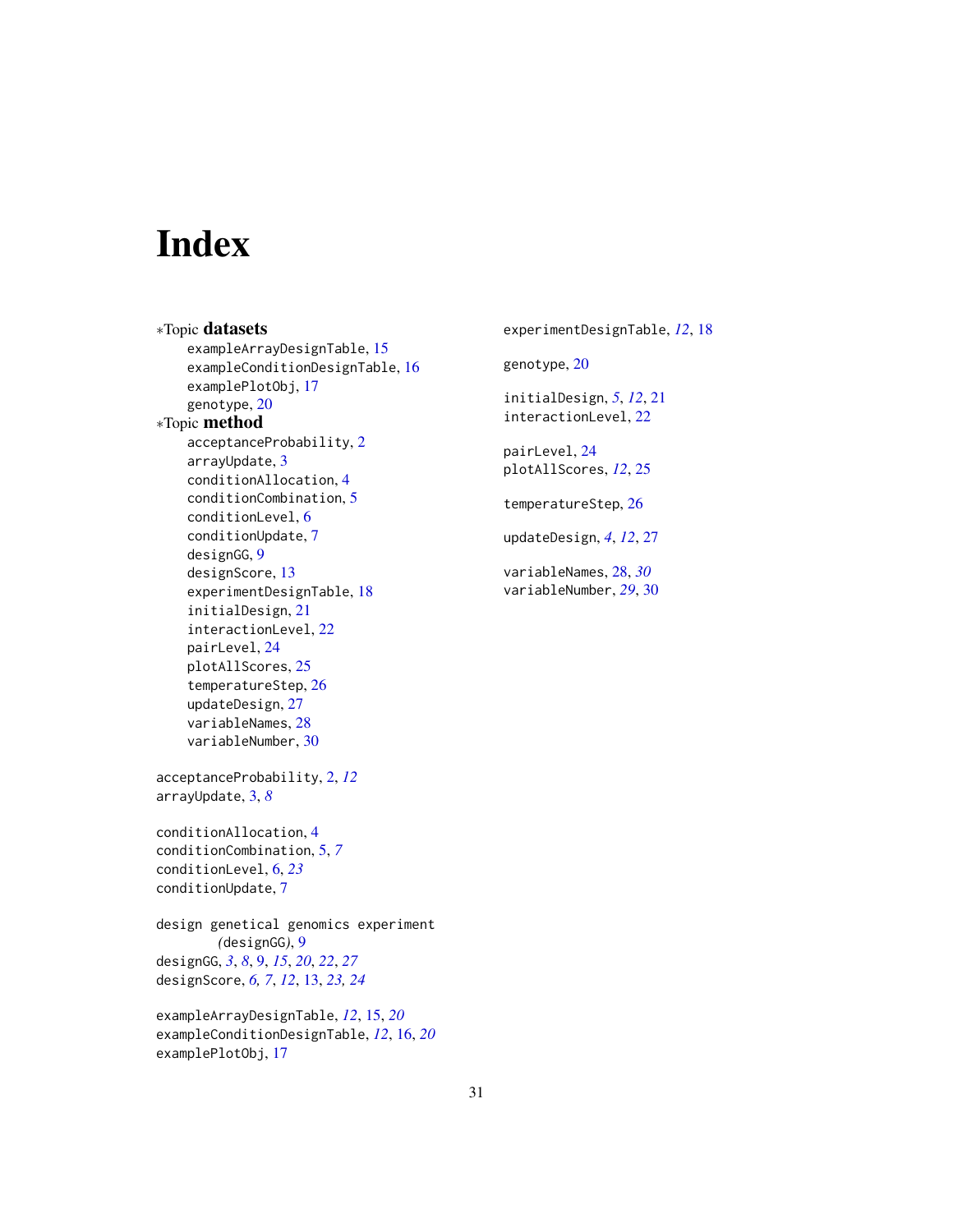# Index

∗Topic **datasets**
- exampleArrayDesignTable, 15
- exampleConditionDesignTable, 16
- examplePlotObj, 17
- genotype, 20

∗Topic **method**
- acceptanceProbability, 2
- arrayUpdate, 3
- conditionAllocation, 4
- conditionCombination, 5
- conditionLevel, 6
- conditionUpdate, 7
- designGG, 9
- designScore, 13
- experimentDesignTable, 18
- initialDesign, 21
- interactionLevel, 22
- pairLevel, 24
- plotAllScores, 25
- temperatureStep, 26
- updateDesign, 27
- variableNames, 28
- variableNumber, 30

acceptanceProbability, 2, *12*
arrayUpdate, 3, *8*

conditionAllocation, 4
conditionCombination, 5, *7*
conditionLevel, 6, *23*
conditionUpdate, 7

design genetical genomics experiment
 *(*designGG*)*, 9
designGG, *3*, *8*, 9, *15*, *20*, *22*, *27*
designScore, *6, 7*, *12*, 13, *23, 24*

exampleArrayDesignTable, *12*, 15, *20*
exampleConditionDesignTable, *12*, 16, *20*
examplePlotObj, 17
experimentDesignTable, *12*, 18

genotype, 20

initialDesign, *5*, *12*, 21
interactionLevel, 22

pairLevel, 24
plotAllScores, *12*, 25

temperatureStep, 26

updateDesign, *4*, *12*, 27

variableNames, 28, *30*
variableNumber, *29*, 30